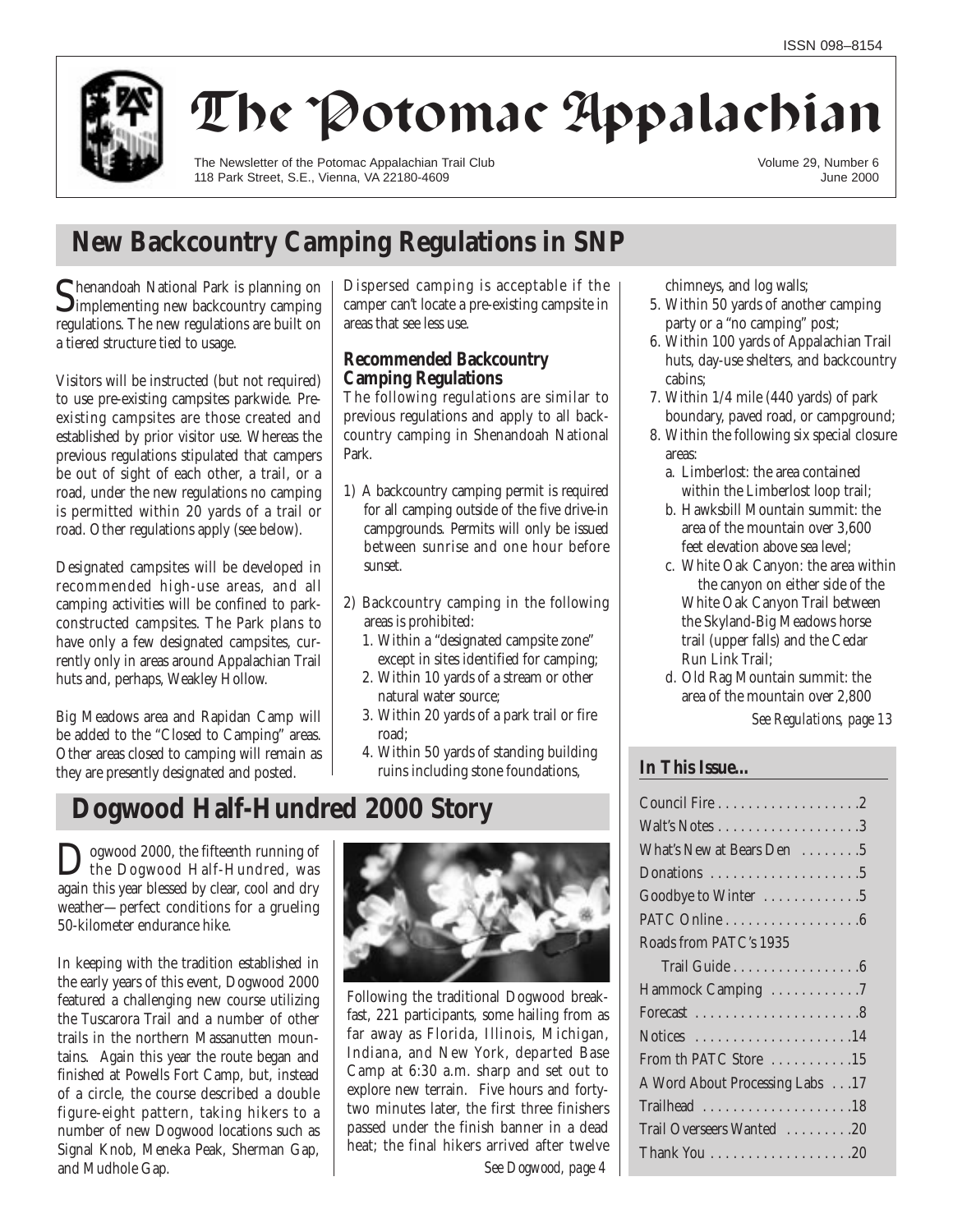ISSN 098–8154

# The Potomac Appalachian

The Newsletter of the Potomac Appalachian Trail Club
118 Park Street, S.E., Vienna, VA 22180-4609

Volume 29, Number 6
June 2000

## New Backcountry Camping Regulations in SNP

Shenandoah National Park is planning on implementing new backcountry camping regulations. The new regulations are built on a tiered structure tied to usage.

Visitors will be instructed (but not required) to use pre-existing campsites parkwide. Pre-existing campsites are those created and established by prior visitor use. Whereas the previous regulations stipulated that campers be out of sight of each other, a trail, or a road, under the new regulations no camping is permitted within 20 yards of a trail or road. Other regulations apply (see below).

Designated campsites will be developed in recommended high-use areas, and all camping activities will be confined to park-constructed campsites. The Park plans to have only a few designated campsites, currently only in areas around Appalachian Trail huts and, perhaps, Weakley Hollow.

Big Meadows area and Rapidan Camp will be added to the "Closed to Camping" areas. Other areas closed to camping will remain as they are presently designated and posted.

Dispersed camping is acceptable if the camper can't locate a pre-existing campsite in areas that see less use.

### Recommended Backcountry Camping Regulations

The following regulations are similar to previous regulations and apply to all backcountry camping in Shenandoah National Park.

1) A backcountry camping permit is required for all camping outside of the five drive-in campgrounds. Permits will only be issued between sunrise and one hour before sunset.

2) Backcountry camping in the following areas is prohibited:
   1. Within a "designated campsite zone" except in sites identified for camping;
   2. Within 10 yards of a stream or other natural water source;
   3. Within 20 yards of a park trail or fire road;
   4. Within 50 yards of standing building ruins including stone foundations, chimneys, and log walls;
   5. Within 50 yards of another camping party or a "no camping" post;
   6. Within 100 yards of Appalachian Trail huts, day-use shelters, and backcountry cabins;
   7. Within 1/4 mile (440 yards) of park boundary, paved road, or campground;
   8. Within the following six special closure areas:
      a. Limberlost: the area contained within the Limberlost loop trail;
      b. Hawksbill Mountain summit: the area of the mountain over 3,600 feet elevation above sea level;
      c. White Oak Canyon: the area within the canyon on either side of the White Oak Canyon Trail between the Skyland-Big Meadows horse trail (upper falls) and the Cedar Run Link Trail;
      d. Old Rag Mountain summit: the area of the mountain over 2,800

*See Regulations, page 13*

## Dogwood Half-Hundred 2000 Story

Dogwood 2000, the fifteenth running of the Dogwood Half-Hundred, was again this year blessed by clear, cool and dry weather—perfect conditions for a grueling 50-kilometer endurance hike.

In keeping with the tradition established in the early years of this event, Dogwood 2000 featured a challenging new course utilizing the Tuscarora Trail and a number of other trails in the northern Massanutten mountains. Again this year the route began and finished at Powells Fort Camp, but, instead of a circle, the course described a double figure-eight pattern, taking hikers to a number of new Dogwood locations such as Signal Knob, Meneka Peak, Sherman Gap, and Mudhole Gap.

Following the traditional Dogwood breakfast, 221 participants, some hailing from as far away as Florida, Illinois, Michigan, Indiana, and New York, departed Base Camp at 6:30 a.m. sharp and set out to explore new terrain. Five hours and forty-two minutes later, the first three finishers passed under the finish banner in a dead heat; the final hikers arrived after twelve

*See Dogwood, page 4*

### In This Issue...

| | |
|---|---|
| Council Fire | 2 |
| Walt's Notes | 3 |
| What's New at Bears Den | 5 |
| Donations | 5 |
| Goodbye to Winter | 5 |
| PATC Online | 6 |
| Roads from PATC's 1935 Trail Guide | 6 |
| Hammock Camping | 7 |
| Forecast | 8 |
| Notices | 14 |
| From th PATC Store | 15 |
| A Word About Processing Labs | 17 |
| Trailhead | 18 |
| Trail Overseers Wanted | 20 |
| Thank You | 20 |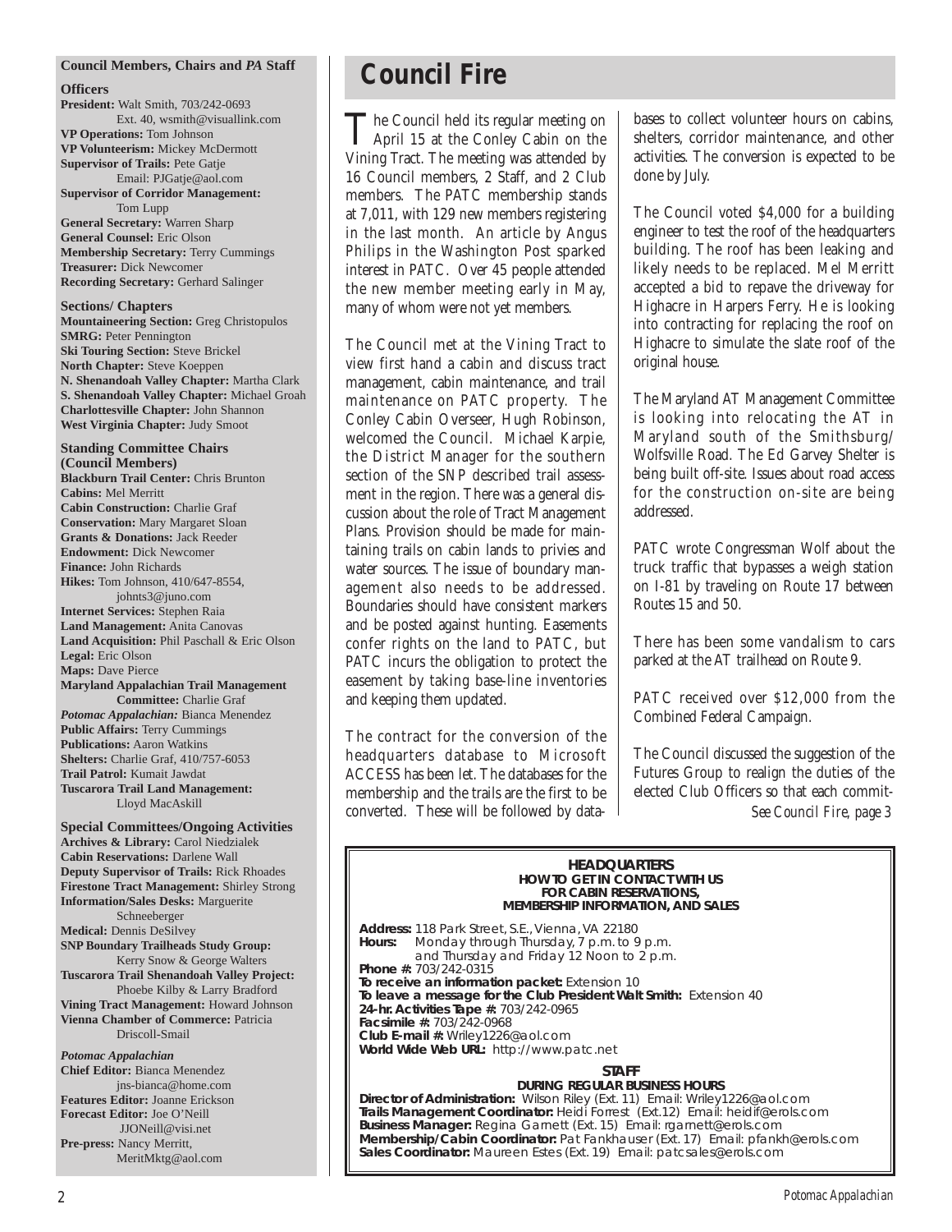## Council Members, Chairs and *PA* Staff

### Officers

**President:** Walt Smith, 703/242-0693 Ext. 40, wsmith@visuallink.com
**VP Operations:** Tom Johnson
**VP Volunteerism:** Mickey McDermott
**Supervisor of Trails:** Pete Gatje Email: PJGatje@aol.com
**Supervisor of Corridor Management:** Tom Lupp
**General Secretary:** Warren Sharp
**General Counsel:** Eric Olson
**Membership Secretary:** Terry Cummings
**Treasurer:** Dick Newcomer
**Recording Secretary:** Gerhard Salinger

### Sections/ Chapters

**Mountaineering Section:** Greg Christopulos
**SMRG:** Peter Pennington
**Ski Touring Section:** Steve Brickel
**North Chapter:** Steve Koeppen
**N. Shenandoah Valley Chapter:** Martha Clark
**S. Shenandoah Valley Chapter:** Michael Groah
**Charlottesville Chapter:** John Shannon
**West Virginia Chapter:** Judy Smoot

### Standing Committee Chairs (Council Members)

**Blackburn Trail Center:** Chris Brunton
**Cabins:** Mel Merritt
**Cabin Construction:** Charlie Graf
**Conservation:** Mary Margaret Sloan
**Grants & Donations:** Jack Reeder
**Endowment:** Dick Newcomer
**Finance:** John Richards
**Hikes:** Tom Johnson, 410/647-8554, johnts3@juno.com
**Internet Services:** Stephen Raia
**Land Management:** Anita Canovas
**Land Acquisition:** Phil Paschall & Eric Olson
**Legal:** Eric Olson
**Maps:** Dave Pierce
**Maryland Appalachian Trail Management Committee:** Charlie Graf
***Potomac Appalachian:*** Bianca Menendez
**Public Affairs:** Terry Cummings
**Publications:** Aaron Watkins
**Shelters:** Charlie Graf, 410/757-6053
**Trail Patrol:** Kumait Jawdat
**Tuscarora Trail Land Management:** Lloyd MacAskill

### Special Committees/Ongoing Activities

**Archives & Library:** Carol Niedzialek
**Cabin Reservations:** Darlene Wall
**Deputy Supervisor of Trails:** Rick Rhoades
**Firestone Tract Management:** Shirley Strong
**Information/Sales Desks:** Marguerite Schneeberger
**Medical:** Dennis DeSilvey
**SNP Boundary Trailheads Study Group:** Kerry Snow & George Walters
**Tuscarora Trail Shenandoah Valley Project:** Phoebe Kilby & Larry Bradford
**Vining Tract Management:** Howard Johnson
**Vienna Chamber of Commerce:** Patricia Driscoll-Smail

### *Potomac Appalachian*

**Chief Editor:** Bianca Menendez jns-bianca@home.com
**Features Editor:** Joanne Erickson
**Forecast Editor:** Joe O'Neill JJONeill@visi.net
**Pre-press:** Nancy Merritt, MeritMktg@aol.com

# Council Fire

The Council held its regular meeting on April 15 at the Conley Cabin on the Vining Tract. The meeting was attended by 16 Council members, 2 Staff, and 2 Club members. The PATC membership stands at 7,011, with 129 new members registering in the last month. An article by Angus Philips in the Washington Post sparked interest in PATC. Over 45 people attended the new member meeting early in May, many of whom were not yet members.

The Council met at the Vining Tract to view first hand a cabin and discuss tract management, cabin maintenance, and trail maintenance on PATC property. The Conley Cabin Overseer, Hugh Robinson, welcomed the Council. Michael Karpie, the District Manager for the southern section of the SNP described trail assessment in the region. There was a general discussion about the role of Tract Management Plans. Provision should be made for maintaining trails on cabin lands to privies and water sources. The issue of boundary management also needs to be addressed. Boundaries should have consistent markers and be posted against hunting. Easements confer rights on the land to PATC, but PATC incurs the obligation to protect the easement by taking base-line inventories and keeping them updated.

The contract for the conversion of the headquarters database to Microsoft ACCESS has been let. The databases for the membership and the trails are the first to be converted. These will be followed by databases to collect volunteer hours on cabins, shelters, corridor maintenance, and other activities. The conversion is expected to be done by July.

The Council voted $4,000 for a building engineer to test the roof of the headquarters building. The roof has been leaking and likely needs to be replaced. Mel Merritt accepted a bid to repave the driveway for Highacre in Harpers Ferry. He is looking into contracting for replacing the roof on Highacre to simulate the slate roof of the original house.

The Maryland AT Management Committee is looking into relocating the AT in Maryland south of the Smithsburg/ Wolfsville Road. The Ed Garvey Shelter is being built off-site. Issues about road access for the construction on-site are being addressed.

PATC wrote Congressman Wolf about the truck traffic that bypasses a weigh station on I-81 by traveling on Route 17 between Routes 15 and 50.

There has been some vandalism to cars parked at the AT trailhead on Route 9.

PATC received over $12,000 from the Combined Federal Campaign.

The Council discussed the suggestion of the Futures Group to realign the duties of the elected Club Officers so that each commit-

*See Council Fire, page 3*

---

**HEADQUARTERS**
**HOW TO GET IN CONTACT WITH US FOR CABIN RESERVATIONS, MEMBERSHIP INFORMATION, AND SALES**

**Address:** 118 Park Street, S.E., Vienna, VA 22180
**Hours:** Monday through Thursday, 7 p.m. to 9 p.m. and Thursday and Friday 12 Noon to 2 p.m.
**Phone #:** 703/242-0315
**To receive an information packet:** Extension 10
**To leave a message for the Club President Walt Smith:** Extension 40
**24-hr. Activities Tape #:** 703/242-0965
**Facsimile #:** 703/242-0968
**Club E-mail #:** Wriley1226@aol.com
**World Wide Web URL:** http://www.patc.net

**STAFF**
**DURING REGULAR BUSINESS HOURS**

**Director of Administration:** Wilson Riley (Ext. 11) Email: Wriley1226@aol.com
**Trails Management Coordinator:** Heidi Forrest (Ext.12) Email: heidif@erols.com
**Business Manager:** Regina Garnett (Ext. 15) Email: rgarnett@erols.com
**Membership/Cabin Coordinator:** Pat Fankhauser (Ext. 17) Email: pfankh@erols.com
**Sales Coordinator:** Maureen Estes (Ext. 19) Email: patcsales@erols.com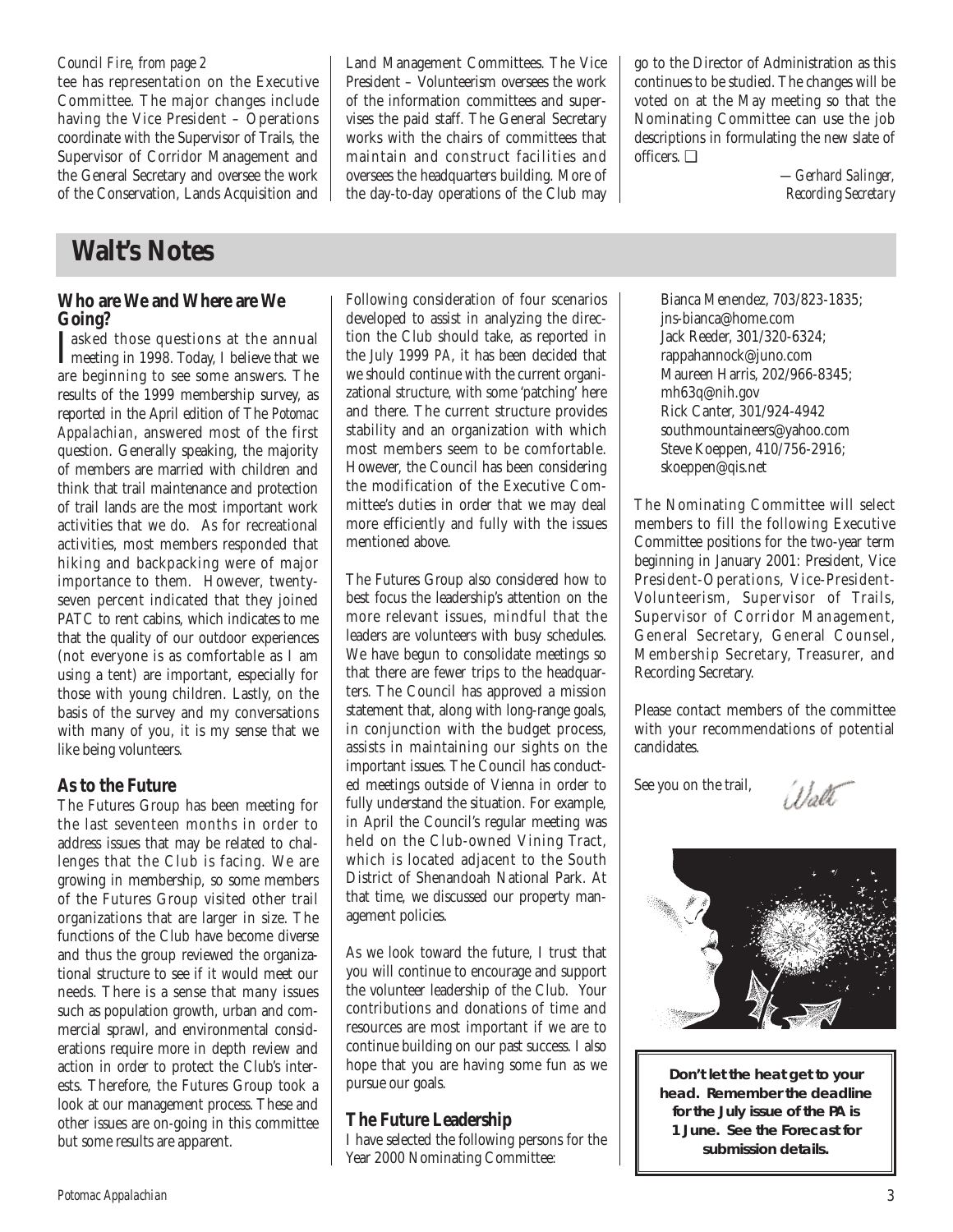*Council Fire, from page 2*

tee has representation on the Executive Committee. The major changes include having the Vice President – Operations coordinate with the Supervisor of Trails, the Supervisor of Corridor Management and the General Secretary and oversee the work of the Conservation, Lands Acquisition and Land Management Committees. The Vice President – Volunteerism oversees the work of the information committees and supervises the paid staff. The General Secretary works with the chairs of committees that maintain and construct facilities and oversees the headquarters building. More of the day-to-day operations of the Club may go to the Director of Administration as this continues to be studied. The changes will be voted on at the May meeting so that the Nominating Committee can use the job descriptions in formulating the new slate of officers. ❑

*—Gerhard Salinger, Recording Secretary*

# Walt's Notes

### Who are We and Where are We Going?

I asked those questions at the annual meeting in 1998. Today, I believe that we are beginning to see some answers. The results of the 1999 membership survey, as reported in the April edition of The *Potomac Appalachian*, answered most of the first question. Generally speaking, the majority of members are married with children and think that trail maintenance and protection of trail lands are the most important work activities that we do. As for recreational activities, most members responded that hiking and backpacking were of major importance to them. However, twenty-seven percent indicated that they joined PATC to rent cabins, which indicates to me that the quality of our outdoor experiences (not everyone is as comfortable as I am using a tent) are important, especially for those with young children. Lastly, on the basis of the survey and my conversations with many of you, it is my sense that we like being volunteers.

### As to the Future

The Futures Group has been meeting for the last seventeen months in order to address issues that may be related to challenges that the Club is facing. We are growing in membership, so some members of the Futures Group visited other trail organizations that are larger in size. The functions of the Club have become diverse and thus the group reviewed the organizational structure to see if it would meet our needs. There is a sense that many issues such as population growth, urban and commercial sprawl, and environmental considerations require more in depth review and action in order to protect the Club's interests. Therefore, the Futures Group took a look at our management process. These and other issues are on-going in this committee but some results are apparent.

Following consideration of four scenarios developed to assist in analyzing the direction the Club should take, as reported in the July 1999 *PA*, it has been decided that we should continue with the current organizational structure, with some 'patching' here and there. The current structure provides stability and an organization with which most members seem to be comfortable. However, the Council has been considering the modification of the Executive Committee's duties in order that we may deal more efficiently and fully with the issues mentioned above.

The Futures Group also considered how to best focus the leadership's attention on the more relevant issues, mindful that the leaders are volunteers with busy schedules. We have begun to consolidate meetings so that there are fewer trips to the headquarters. The Council has approved a mission statement that, along with long-range goals, in conjunction with the budget process, assists in maintaining our sights on the important issues. The Council has conducted meetings outside of Vienna in order to fully understand the situation. For example, in April the Council's regular meeting was held on the Club-owned Vining Tract, which is located adjacent to the South District of Shenandoah National Park. At that time, we discussed our property management policies.

As we look toward the future, I trust that you will continue to encourage and support the volunteer leadership of the Club. Your contributions and donations of time and resources are most important if we are to continue building on our past success. I also hope that you are having some fun as we pursue our goals.

### The Future Leadership

I have selected the following persons for the Year 2000 Nominating Committee:

Bianca Menendez, 703/823-1835; jns-bianca@home.com
Jack Reeder, 301/320-6324; rappahannock@juno.com
Maureen Harris, 202/966-8345; mh63q@nih.gov
Rick Canter, 301/924-4942 southmountaineers@yahoo.com
Steve Koeppen, 410/756-2916; skoeppen@qis.net

The Nominating Committee will select members to fill the following Executive Committee positions for the two-year term beginning in January 2001: President, Vice President-Operations, Vice-President-Volunteerism, Supervisor of Trails, Supervisor of Corridor Management, General Secretary, General Counsel, Membership Secretary, Treasurer, and Recording Secretary.

Please contact members of the committee with your recommendations of potential candidates.

See you on the trail,

Walt

**Don't let the heat get to your head. Remember the deadline for the July issue of the PA is 1 June. See the Forecast for submission details.**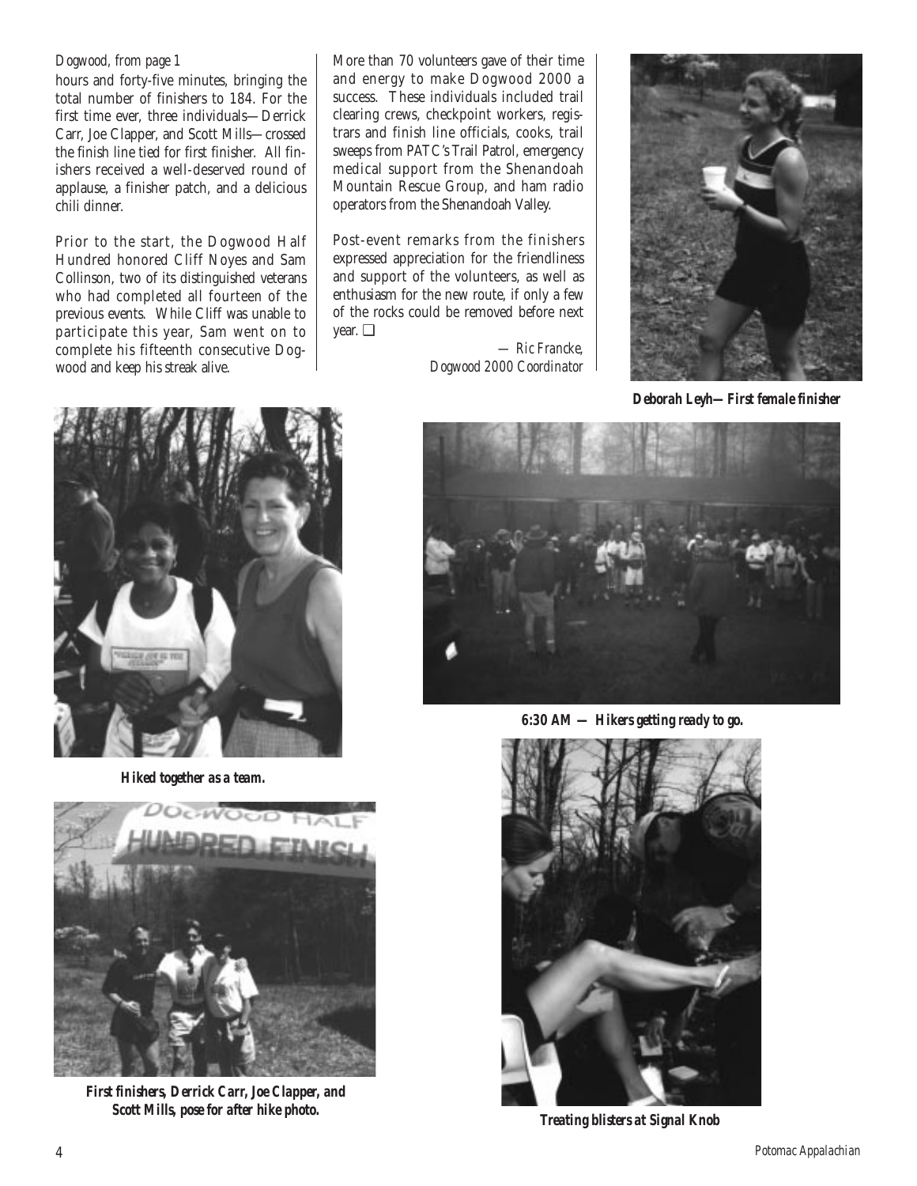*Dogwood, from page 1*

hours and forty-five minutes, bringing the total number of finishers to 184. For the first time ever, three individuals—Derrick Carr, Joe Clapper, and Scott Mills—crossed the finish line tied for first finisher. All finishers received a well-deserved round of applause, a finisher patch, and a delicious chili dinner.

Prior to the start, the Dogwood Half Hundred honored Cliff Noyes and Sam Collinson, two of its distinguished veterans who had completed all fourteen of the previous events. While Cliff was unable to participate this year, Sam went on to complete his fifteenth consecutive Dogwood and keep his streak alive.

More than 70 volunteers gave of their time and energy to make Dogwood 2000 a success. These individuals included trail clearing crews, checkpoint workers, registrars and finish line officials, cooks, trail sweeps from PATC's Trail Patrol, emergency medical support from the Shenandoah Mountain Rescue Group, and ham radio operators from the Shenandoah Valley.

Post-event remarks from the finishers expressed appreciation for the friendliness and support of the volunteers, as well as enthusiasm for the new route, if only a few of the rocks could be removed before next year. ❑

*— Ric Francke, Dogwood 2000 Coordinator*

***Deborah Leyh—First female finisher***

***Hiked together as a team.***

***6:30 AM — Hikers getting ready to go.***

***First finishers, Derrick Carr, Joe Clapper, and Scott Mills, pose for after hike photo.***

***Treating blisters at Signal Knob***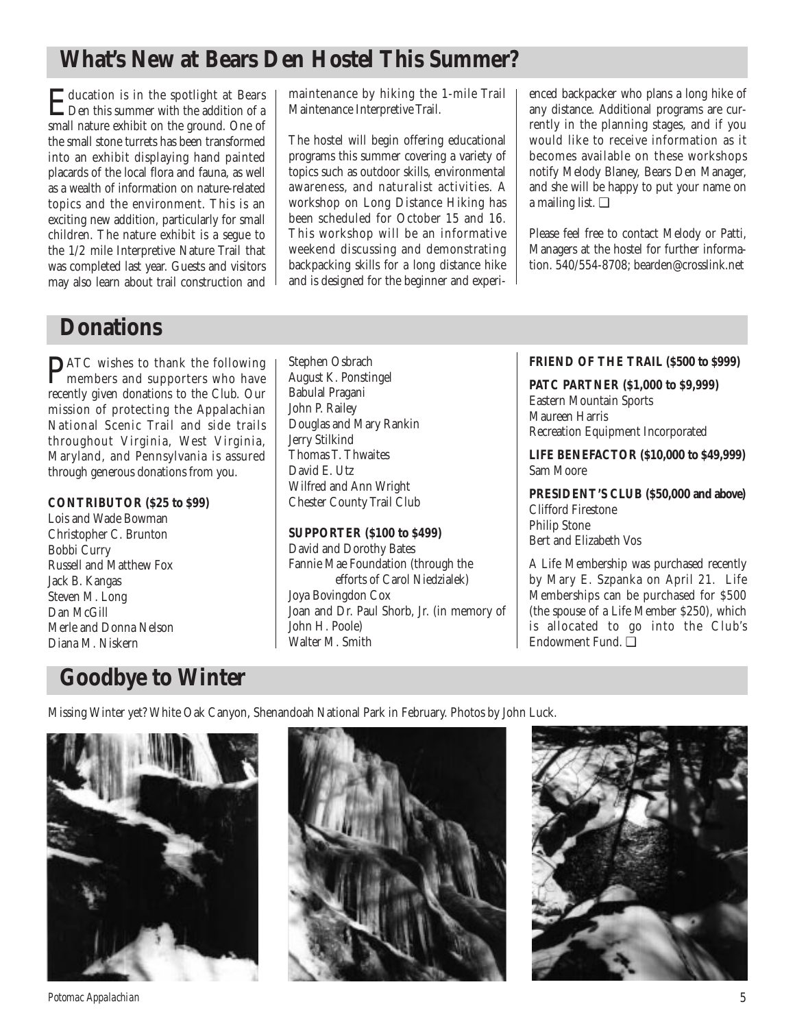## What's New at Bears Den Hostel This Summer?

Education is in the spotlight at Bears Den this summer with the addition of a small nature exhibit on the ground. One of the small stone turrets has been transformed into an exhibit displaying hand painted placards of the local flora and fauna, as well as a wealth of information on nature-related topics and the environment. This is an exciting new addition, particularly for small children. The nature exhibit is a segue to the 1/2 mile Interpretive Nature Trail that was completed last year. Guests and visitors may also learn about trail construction and maintenance by hiking the 1-mile Trail Maintenance Interpretive Trail.

The hostel will begin offering educational programs this summer covering a variety of topics such as outdoor skills, environmental awareness, and naturalist activities. A workshop on Long Distance Hiking has been scheduled for October 15 and 16. This workshop will be an informative weekend discussing and demonstrating backpacking skills for a long distance hike and is designed for the beginner and experienced backpacker who plans a long hike of any distance. Additional programs are currently in the planning stages, and if you would like to receive information as it becomes available on these workshops notify Melody Blaney, Bears Den Manager, and she will be happy to put your name on a mailing list. ❑

Please feel free to contact Melody or Patti, Managers at the hostel for further information. 540/554-8708; bearden@crosslink.net

## Donations

PATC wishes to thank the following members and supporters who have recently given donations to the Club. Our mission of protecting the Appalachian National Scenic Trail and side trails throughout Virginia, West Virginia, Maryland, and Pennsylvania is assured through generous donations from you.

**CONTRIBUTOR ($25 to $99)**
Lois and Wade Bowman
Christopher C. Brunton
Bobbi Curry
Russell and Matthew Fox
Jack B. Kangas
Steven M. Long
Dan McGill
Merle and Donna Nelson
Diana M. Niskern
Stephen Osbrach
August K. Ponstingel
Babulal Pragani
John P. Railey
Douglas and Mary Rankin
Jerry Stilkind
Thomas T. Thwaites
David E. Utz
Wilfred and Ann Wright
Chester County Trail Club

**SUPPORTER ($100 to $499)**
David and Dorothy Bates
Fannie Mae Foundation (through the efforts of Carol Niedzialek)
Joya Bovingdon Cox
Joan and Dr. Paul Shorb, Jr. (in memory of John H. Poole)
Walter M. Smith

**FRIEND OF THE TRAIL ($500 to $999)**

**PATC PARTNER ($1,000 to $9,999)**
Eastern Mountain Sports
Maureen Harris
Recreation Equipment Incorporated

**LIFE BENEFACTOR ($10,000 to $49,999)**
Sam Moore

**PRESIDENT'S CLUB ($50,000 and above)**
Clifford Firestone
Philip Stone
Bert and Elizabeth Vos

A Life Membership was purchased recently by Mary E. Szpanka on April 21. Life Memberships can be purchased for $500 (the spouse of a Life Member $250), which is allocated to go into the Club's Endowment Fund. ❑

## Goodbye to Winter

Missing Winter yet? White Oak Canyon, Shenandoah National Park in February. Photos by John Luck.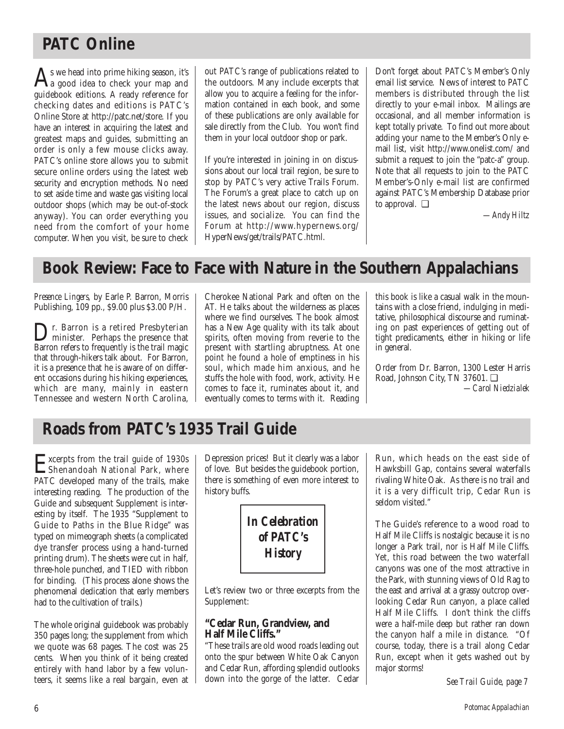## PATC Online

As we head into prime hiking season, it's a good idea to check your map and guidebook editions. A ready reference for checking dates and editions is PATC's Online Store at http://patc.net/store. If you have an interest in acquiring the latest and greatest maps and guides, submitting an order is only a few mouse clicks away. PATC's online store allows you to submit secure online orders using the latest web security and encryption methods. No need to set aside time and waste gas visiting local outdoor shops (which may be out-of-stock anyway). You can order everything you need from the comfort of your home computer. When you visit, be sure to check out PATC's range of publications related to the outdoors. Many include excerpts that allow you to acquire a feeling for the information contained in each book, and some of these publications are only available for sale directly from the Club. You won't find them in your local outdoor shop or park.

If you're interested in joining in on discussions about our local trail region, be sure to stop by PATC's very active Trails Forum. The Forum's a great place to catch up on the latest news about our region, discuss issues, and socialize. You can find the Forum at http://www.hypernews.org/HyperNews/get/trails/PATC.html.

Don't forget about PATC's Member's Only email list service. News of interest to PATC members is distributed through the list directly to your e-mail inbox. Mailings are occasional, and all member information is kept totally private. To find out more about adding your name to the Member's Only e-mail list, visit http://www.onelist.com/ and submit a request to join the "patc-a" group. Note that all requests to join to the PATC Member's-Only e-mail list are confirmed against PATC's Membership Database prior to approval. ❑

*—Andy Hiltz*

## Book Review: Face to Face with Nature in the Southern Appalachians

*Presence Lingers*, by Earle P. Barron, Morris Publishing, 109 pp., $9.00 plus $3.00 P/H.

Dr. Barron is a retired Presbyterian minister. Perhaps the presence that Barron refers to frequently is the trail magic that through-hikers talk about. For Barron, it is a presence that he is aware of on different occasions during his hiking experiences, which are many, mainly in eastern Tennessee and western North Carolina, Cherokee National Park and often on the AT. He talks about the wilderness as places where we find ourselves. The book almost has a New Age quality with its talk about spirits, often moving from reverie to the present with startling abruptness. At one point he found a hole of emptiness in his soul, which made him anxious, and he stuffs the hole with food, work, activity. He comes to face it, ruminates about it, and eventually comes to terms with it. Reading this book is like a casual walk in the mountains with a close friend, indulging in meditative, philosophical discourse and ruminating on past experiences of getting out of tight predicaments, either in hiking or life in general.

Order from Dr. Barron, 1300 Lester Harris Road, Johnson City, TN 37601. ❑

*—Carol Niedzialek*

## Roads from PATC's 1935 Trail Guide

Excerpts from the trail guide of 1930s Shenandoah National Park, where PATC developed many of the trails, make interesting reading. The production of the Guide and subsequent Supplement is interesting by itself. The 1935 "Supplement to Guide to Paths in the Blue Ridge" was typed on mimeograph sheets (a complicated dye transfer process using a hand-turned printing drum). The sheets were cut in half, three-hole punched, and TIED with ribbon for binding. (This process alone shows the phenomenal dedication that early members had to the cultivation of trails.)

The whole original guidebook was probably 350 pages long; the supplement from which we quote was 68 pages. The cost was 25 cents. When you think of it being created entirely with hand labor by a few volunteers, it seems like a real bargain, even at Depression prices! But it clearly was a labor of love. But besides the guidebook portion, there is something of even more interest to history buffs.

***In Celebration of PATC's History***

Let's review two or three excerpts from the Supplement:

**"Cedar Run, Grandview, and Half Mile Cliffs."**

"These trails are old wood roads leading out onto the spur between White Oak Canyon and Cedar Run, affording splendid outlooks down into the gorge of the latter. Cedar Run, which heads on the east side of Hawksbill Gap, contains several waterfalls rivaling White Oak. As there is no trail and it is a very difficult trip, Cedar Run is seldom visited."

The Guide's reference to a wood road to Half Mile Cliffs is nostalgic because it is no longer a Park trail, nor is Half Mile Cliffs. Yet, this road between the two waterfall canyons was one of the most attractive in the Park, with stunning views of Old Rag to the east and arrival at a grassy outcrop overlooking Cedar Run canyon, a place called Half Mile Cliffs. I don't think the cliffs were a half-mile deep but rather ran down the canyon half a mile in distance. "Of course, today, there is a trail along Cedar Run, except when it gets washed out by major storms!

*See Trail Guide, page 7*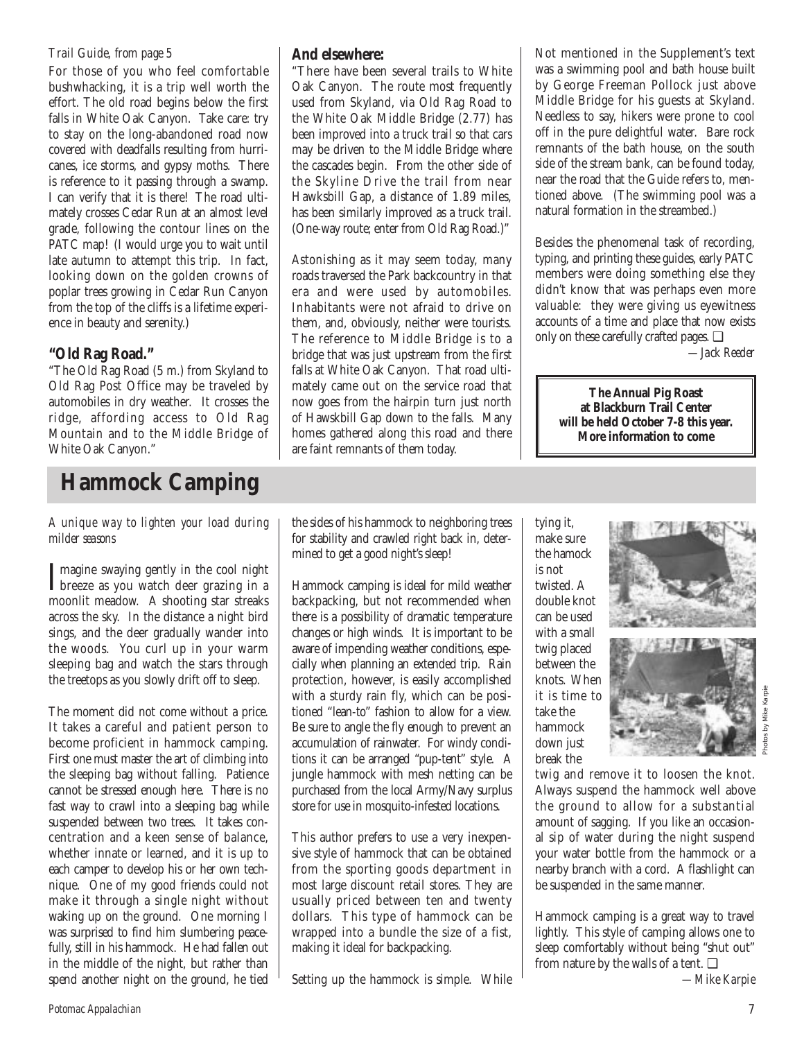*Trail Guide, from page 5*

For those of you who feel comfortable bushwhacking, it is a trip well worth the effort. The old road begins below the first falls in White Oak Canyon. Take care: try to stay on the long-abandoned road now covered with deadfalls resulting from hurricanes, ice storms, and gypsy moths. There is reference to it passing through a swamp. I can verify that it is there! The road ultimately crosses Cedar Run at an almost level grade, following the contour lines on the PATC map! (I would urge you to wait until late autumn to attempt this trip. In fact, looking down on the golden crowns of poplar trees growing in Cedar Run Canyon from the top of the cliffs is a lifetime experience in beauty and serenity.)

### "Old Rag Road."

"The Old Rag Road (5 m.) from Skyland to Old Rag Post Office may be traveled by automobiles in dry weather. It crosses the ridge, affording access to Old Rag Mountain and to the Middle Bridge of White Oak Canyon."

### And elsewhere:

"There have been several trails to White Oak Canyon. The route most frequently used from Skyland, via Old Rag Road to the White Oak Middle Bridge (2.77) has been improved into a truck trail so that cars may be driven to the Middle Bridge where the cascades begin. From the other side of the Skyline Drive the trail from near Hawksbill Gap, a distance of 1.89 miles, has been similarly improved as a truck trail. (One-way route; enter from Old Rag Road.)"

Astonishing as it may seem today, many roads traversed the Park backcountry in that era and were used by automobiles. Inhabitants were not afraid to drive on them, and, obviously, neither were tourists. The reference to Middle Bridge is to a bridge that was just upstream from the first falls at White Oak Canyon. That road ultimately came out on the service road that now goes from the hairpin turn just north of Hawskbill Gap down to the falls. Many homes gathered along this road and there are faint remnants of them today.

Not mentioned in the Supplement's text was a swimming pool and bath house built by George Freeman Pollock just above Middle Bridge for his guests at Skyland. Needless to say, hikers were prone to cool off in the pure delightful water. Bare rock remnants of the bath house, on the south side of the stream bank, can be found today, near the road that the Guide refers to, mentioned above. (The swimming pool was a natural formation in the streambed.)

Besides the phenomenal task of recording, typing, and printing these guides, early PATC members were doing something else they didn't know that was perhaps even more valuable: they were giving us eyewitness accounts of a time and place that now exists only on these carefully crafted pages. ❑

*—Jack Reeder*

**The Annual Pig Roast at Blackburn Trail Center will be held October 7-8 this year. More information to come**

# Hammock Camping

*A unique way to lighten your load during milder seasons*

Imagine swaying gently in the cool night breeze as you watch deer grazing in a moonlit meadow. A shooting star streaks across the sky. In the distance a night bird sings, and the deer gradually wander into the woods. You curl up in your warm sleeping bag and watch the stars through the treetops as you slowly drift off to sleep.

The moment did not come without a price. It takes a careful and patient person to become proficient in hammock camping. First one must master the art of climbing into the sleeping bag without falling. Patience cannot be stressed enough here. There is no fast way to crawl into a sleeping bag while suspended between two trees. It takes concentration and a keen sense of balance, whether innate or learned, and it is up to each camper to develop his or her own technique. One of my good friends could not make it through a single night without waking up on the ground. One morning I was surprised to find him slumbering peacefully, still in his hammock. He had fallen out in the middle of the night, but rather than spend another night on the ground, he tied the sides of his hammock to neighboring trees for stability and crawled right back in, determined to get a good night's sleep!

Hammock camping is ideal for mild weather backpacking, but not recommended when there is a possibility of dramatic temperature changes or high winds. It is important to be aware of impending weather conditions, especially when planning an extended trip. Rain protection, however, is easily accomplished with a sturdy rain fly, which can be positioned "lean-to" fashion to allow for a view. Be sure to angle the fly enough to prevent an accumulation of rainwater. For windy conditions it can be arranged "pup-tent" style. A jungle hammock with mesh netting can be purchased from the local Army/Navy surplus store for use in mosquito-infested locations.

This author prefers to use a very inexpensive style of hammock that can be obtained from the sporting goods department in most large discount retail stores. They are usually priced between ten and twenty dollars. This type of hammock can be wrapped into a bundle the size of a fist, making it ideal for backpacking.

Setting up the hammock is simple. While tying it, make sure the hamock is not twisted. A double knot can be used with a small twig placed between the knots. When it is time to take the hammock down just break the twig and remove it to loosen the knot. Always suspend the hammock well above the ground to allow for a substantial amount of sagging. If you like an occasional sip of water during the night suspend your water bottle from the hammock or a nearby branch with a cord. A flashlight can be suspended in the same manner.

Photos by Mike Karpie

Hammock camping is a great way to travel lightly. This style of camping allows one to sleep comfortably without being "shut out" from nature by the walls of a tent. ❑

*—Mike Karpie*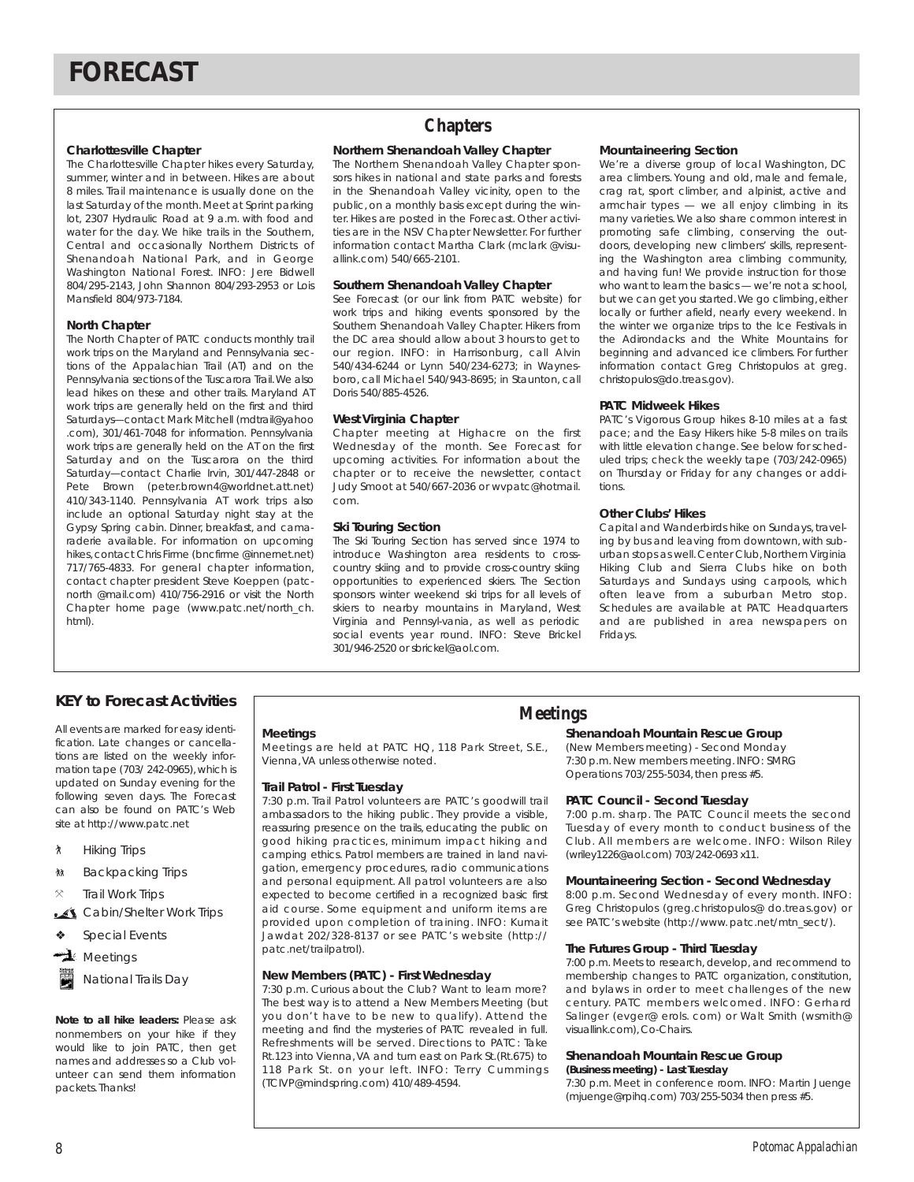# FORECAST

## Chapters

### Charlottesville Chapter

The Charlottesville Chapter hikes every Saturday, summer, winter and in between. Hikes are about 8 miles. Trail maintenance is usually done on the last Saturday of the month. Meet at Sprint parking lot, 2307 Hydraulic Road at 9 a.m. with food and water for the day. We hike trails in the Southern, Central and occasionally Northern Districts of Shenandoah National Park, and in George Washington National Forest. INFO: Jere Bidwell 804/295-2143, John Shannon 804/293-2953 or Lois Mansfield 804/973-7184.

### North Chapter

The North Chapter of PATC conducts monthly trail work trips on the Maryland and Pennsylvania sections of the Appalachian Trail (AT) and on the Pennsylvania sections of the Tuscarora Trail. We also lead hikes on these and other trails. Maryland AT work trips are generally held on the first and third Saturdays—contact Mark Mitchell (mdtrail@yahoo .com), 301/461-7048 for information. Pennsylvania work trips are generally held on the AT on the first Saturday and on the Tuscarora on the third Saturday—contact Charlie Irvin, 301/447-2848 or Pete Brown (peter.brown4@worldnet.att.net) 410/343-1140. Pennsylvania AT work trips also include an optional Saturday night stay at the Gypsy Spring cabin. Dinner, breakfast, and camaraderie available. For information on upcoming hikes, contact Chris Firme (bncfirme @innernet.net) 717/765-4833. For general chapter information, contact chapter president Steve Koeppen (patcnorth @mail.com) 410/756-2916 or visit the North Chapter home page (www.patc.net/north_ch. html).

### Northern Shenandoah Valley Chapter

The Northern Shenandoah Valley Chapter sponsors hikes in national and state parks and forests in the Shenandoah Valley vicinity, open to the public, on a monthly basis except during the winter. Hikes are posted in the Forecast. Other activities are in the NSV Chapter Newsletter. For further information contact Martha Clark (mclark @visuallink.com) 540/665-2101.

### Southern Shenandoah Valley Chapter

See Forecast (or our link from PATC website) for work trips and hiking events sponsored by the Southern Shenandoah Valley Chapter. Hikers from the DC area should allow about 3 hours to get to our region. INFO: in Harrisonburg, call Alvin 540/434-6244 or Lynn 540/234-6273; in Waynesboro, call Michael 540/943-8695; in Staunton, call Doris 540/885-4526.

### West Virginia Chapter

Chapter meeting at Highacre on the first Wednesday of the month. See Forecast for upcoming activities. For information about the chapter or to receive the newsletter, contact Judy Smoot at 540/667-2036 or wvpatc@hotmail. com.

### Ski Touring Section

The Ski Touring Section has served since 1974 to introduce Washington area residents to cross-country skiing and to provide cross-country skiing opportunities to experienced skiers. The Section sponsors winter weekend ski trips for all levels of skiers to nearby mountains in Maryland, West Virginia and Pennsyl-vania, as well as periodic social events year round. INFO: Steve Brickel 301/946-2520 or sbrickel@aol.com.

### Mountaineering Section

We're a diverse group of local Washington, DC area climbers. Young and old, male and female, crag rat, sport climber, and alpinist, active and armchair types — we all enjoy climbing in its many varieties. We also share common interest in promoting safe climbing, conserving the outdoors, developing new climbers' skills, representing the Washington area climbing community, and having fun! We provide instruction for those who want to learn the basics — we're not a school, but we can get you started. We go climbing, either locally or further afield, nearly every weekend. In the winter we organize trips to the Ice Festivals in the Adirondacks and the White Mountains for beginning and advanced ice climbers. For further information contact Greg Christopulos at greg. christopulos@do.treas.gov).

### PATC Midweek Hikes

PATC's Vigorous Group hikes 8-10 miles at a fast pace; and the Easy Hikers hike 5-8 miles on trails with little elevation change. See below for scheduled trips; check the weekly tape (703/242-0965) on Thursday or Friday for any changes or additions.

### Other Clubs' Hikes

Capital and Wanderbirds hike on Sundays, traveling by bus and leaving from downtown, with suburban stops as well. Center Club, Northern Virginia Hiking Club and Sierra Clubs hike on both Saturdays and Sundays using carpools, which often leave from a suburban Metro stop. Schedules are available at PATC Headquarters and are published in area newspapers on Fridays.

## KEY to Forecast Activities

All events are marked for easy identification. Late changes or cancellations are listed on the weekly information tape (703/ 242-0965), which is updated on Sunday evening for the following seven days. The Forecast can also be found on PATC's Web site at http://www.patc.net

- Hiking Trips
- Backpacking Trips
- Trail Work Trips
- Cabin/Shelter Work Trips
- Special Events
- Meetings
- National Trails Day

**Note to all hike leaders:** Please ask nonmembers on your hike if they would like to join PATC, then get names and addresses so a Club volunteer can send them information packets. Thanks!

## Meetings

### Meetings

Meetings are held at PATC HQ, 118 Park Street, S.E., Vienna, VA unless otherwise noted.

### Trail Patrol - First Tuesday

7:30 p.m. Trail Patrol volunteers are PATC's goodwill trail ambassadors to the hiking public. They provide a visible, reassuring presence on the trails, educating the public on good hiking practices, minimum impact hiking and camping ethics. Patrol members are trained in land navigation, emergency procedures, radio communications and personal equipment. All patrol volunteers are also expected to become certified in a recognized basic first aid course. Some equipment and uniform items are provided upon completion of training. INFO: Kumait Jawdat 202/328-8137 or see PATC's website (http:// patc.net/trailpatrol).

### New Members (PATC) - First Wednesday

7:30 p.m. Curious about the Club? Want to learn more? The best way is to attend a New Members Meeting (but you don't have to be new to qualify). Attend the meeting and find the mysteries of PATC revealed in full. Refreshments will be served. Directions to PATC: Take Rt.123 into Vienna, VA and turn east on Park St.(Rt.675) to 118 Park St. on your left. INFO: Terry Cummings (TCIVP@mindspring.com) 410/489-4594.

### Shenandoah Mountain Rescue Group

(New Members meeting) - Second Monday
7:30 p.m. New members meeting. INFO: SMRG Operations 703/255-5034, then press #5.

### PATC Council - Second Tuesday

7:00 p.m. sharp. The PATC Council meets the second Tuesday of every month to conduct business of the Club. All members are welcome. INFO: Wilson Riley (wriley1226@aol.com) 703/242-0693 x11.

### Mountaineering Section - Second Wednesday

8:00 p.m. Second Wednesday of every month. INFO: Greg Christopulos (greg.christopulos@ do.treas.gov) or see PATC's website (http://www. patc.net/mtn_sect/).

### The Futures Group - Third Tuesday

7:00 p.m. Meets to research, develop, and recommend to membership changes to PATC organization, constitution, and bylaws in order to meet challenges of the new century. PATC members welcomed. INFO: Gerhard Salinger (evger@ erols. com) or Walt Smith (wsmith@ visuallink.com), Co-Chairs.

### Shenandoah Mountain Rescue Group

**(Business meeting) - Last Tuesday**
7:30 p.m. Meet in conference room. INFO: Martin Juenge (mjuenge@rpihq.com) 703/255-5034 then press #5.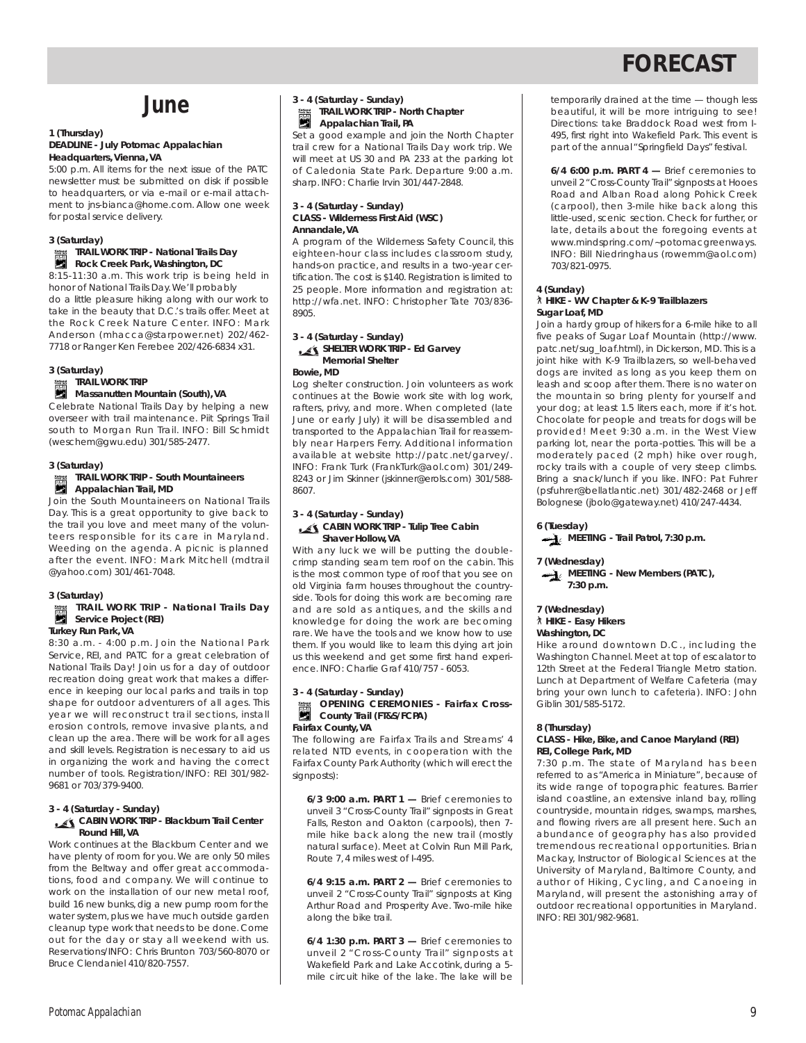# FORECAST

## June

**1 (Thursday)**
**DEADLINE - July Potomac Appalachian**
**Headquarters, Vienna, VA**

5:00 p.m. All items for the next issue of the PATC newsletter must be submitted on disk if possible to headquarters, or via e-mail or e-mail attachment to jns-bianca@home.com. Allow one week for postal service delivery.

**3 (Saturday)**
**TRAIL WORK TRIP - National Trails Day**
**Rock Creek Park, Washington, DC**

8:15-11:30 a.m. This work trip is being held in honor of National Trails Day. We'll probably do a little pleasure hiking along with our work to take in the beauty that D.C.'s trails offer. Meet at the Rock Creek Nature Center. INFO: Mark Anderson (mhacca@starpower.net) 202/462-7718 or Ranger Ken Ferebee 202/426-6834 x31.

**3 (Saturday)**
**TRAIL WORK TRIP**
**Massanutten Mountain (South), VA**

Celebrate National Trails Day by helping a new overseer with trail maintenance. Piit Springs Trail south to Morgan Run Trail. INFO: Bill Schmidt (weschem@gwu.edu) 301/585-2477.

**3 (Saturday)**
**TRAIL WORK TRIP - South Mountaineers**
**Appalachian Trail, MD**

Join the South Mountaineers on National Trails Day. This is a great opportunity to give back to the trail you love and meet many of the volunteers responsible for its care in Maryland. Weeding on the agenda. A picnic is planned after the event. INFO: Mark Mitchell (mdtrail@yahoo.com) 301/461-7048.

**3 (Saturday)**
**TRAIL WORK TRIP - National Trails Day Service Project (REI)**
**Turkey Run Park, VA**

8:30 a.m. - 4:00 p.m. Join the National Park Service, REI, and PATC for a great celebration of National Trails Day! Join us for a day of outdoor recreation doing great work that makes a difference in keeping our local parks and trails in top shape for outdoor adventurers of all ages. This year we will reconstruct trail sections, install erosion controls, remove invasive plants, and clean up the area. There will be work for all ages and skill levels. Registration is necessary to aid us in organizing the work and having the correct number of tools. Registration/INFO: REI 301/982-9681 or 703/379-9400.

**3 - 4 (Saturday - Sunday)**
**CABIN WORK TRIP - Blackburn Trail Center**
**Round Hill, VA**

Work continues at the Blackburn Center and we have plenty of room for you. We are only 50 miles from the Beltway and offer great accommodations, food and company. We will continue to work on the installation of our new metal roof, build 16 new bunks, dig a new pump room for the water system, plus we have much outside garden cleanup type work that needs to be done. Come out for the day or stay all weekend with us. Reservations/INFO: Chris Brunton 703/560-8070 or Bruce Clendaniel 410/820-7557.

**3 - 4 (Saturday - Sunday)**
**TRAIL WORK TRIP - North Chapter**
**Appalachian Trail, PA**

Set a good example and join the North Chapter trail crew for a National Trails Day work trip. We will meet at US 30 and PA 233 at the parking lot of Caledonia State Park. Departure 9:00 a.m. sharp. INFO: Charlie Irvin 301/447-2848.

**3 - 4 (Saturday - Sunday)**
**CLASS - Wilderness First Aid (WSC)**
**Annandale, VA**

A program of the Wilderness Safety Council, this eighteen-hour class includes classroom study, hands-on practice, and results in a two-year certification. The cost is $140. Registration is limited to 25 people. More information and registration at: http://wfa.net. INFO: Christopher Tate 703/836-8905.

**3 - 4 (Saturday - Sunday)**
**SHELTER WORK TRIP - Ed Garvey Memorial Shelter**
**Bowie, MD**

Log shelter construction. Join volunteers as work continues at the Bowie work site with log work, rafters, privy, and more. When completed (late June or early July) it will be disassembled and transported to the Appalachian Trail for reassembly near Harpers Ferry. Additional information available at website http://patc.net/garvey/. INFO: Frank Turk (FrankTurk@aol.com) 301/249-8243 or Jim Skinner (jskinner@erols.com) 301/588-8607.

**3 - 4 (Saturday - Sunday)**
**CABIN WORK TRIP - Tulip Tree Cabin**
**Shaver Hollow, VA**

With any luck we will be putting the double-crimp standing seam tern roof on the cabin. This is the most common type of roof that you see on old Virginia farm houses throughout the countryside. Tools for doing this work are becoming rare and are sold as antiques, and the skills and knowledge for doing the work are becoming rare. We have the tools and we know how to use them. If you would like to learn this dying art join us this weekend and get some first hand experience. INFO: Charlie Graf 410/757 - 6053.

**3 - 4 (Saturday - Sunday)**
**OPENING CEREMONIES - Fairfax Cross-County Trail (FT&S/FCPA)**
**Fairfax County, VA**

The following are Fairfax Trails and Streams' 4 related NTD events, in cooperation with the Fairfax County Park Authority (which will erect the signposts):

**6/3 9:00 a.m. PART 1 —** Brief ceremonies to unveil 3 "Cross-County Trail" signposts in Great Falls, Reston and Oakton (carpools), then 7-mile hike back along the new trail (mostly natural surface). Meet at Colvin Run Mill Park, Route 7, 4 miles west of I-495.

**6/4 9:15 a.m. PART 2 —** Brief ceremonies to unveil 2 "Cross-County Trail" signposts at King Arthur Road and Prosperity Ave. Two-mile hike along the bike trail.

**6/4 1:30 p.m. PART 3 —** Brief ceremonies to unveil 2 "Cross-County Trail" signposts at Wakefield Park and Lake Accotink, during a 5-mile circuit hike of the lake. The lake will be temporarily drained at the time — though less beautiful, it will be more intriguing to see! Directions: take Braddock Road west from I-495, first right into Wakefield Park. This event is part of the annual "Springfield Days" festival.

**6/4 6:00 p.m. PART 4 —** Brief ceremonies to unveil 2 "Cross-County Trail" signposts at Hooes Road and Alban Road along Pohick Creek (carpool), then 3-mile hike back along this little-used, scenic section. Check for further, or late, details about the foregoing events at www.mindspring.com/~potomacgreenways. INFO: Bill Niedringhaus (rowemm@aol.com) 703/821-0975.

**4 (Sunday)**
**HIKE - WV Chapter & K-9 Trailblazers**
**Sugar Loaf, MD**

Join a hardy group of hikers for a 6-mile hike to all five peaks of Sugar Loaf Mountain (http://www.patc.net/sug_loaf.html), in Dickerson, MD. This is a joint hike with K-9 Trailblazers, so well-behaved dogs are invited as long as you keep them on leash and scoop after them. There is no water on the mountain so bring plenty for yourself and your dog; at least 1.5 liters each, more if it's hot. Chocolate for people and treats for dogs will be provided! Meet 9:30 a.m. in the West View parking lot, near the porta-potties. This will be a moderately paced (2 mph) hike over rough, rocky trails with a couple of very steep climbs. Bring a snack/lunch if you like. INFO: Pat Fuhrer (psfuhrer@bellatlantic.net) 301/482-2468 or Jeff Bolognese (jbolo@gateway.net) 410/247-4434.

**6 (Tuesday)**
**MEETING - Trail Patrol, 7:30 p.m.**

**7 (Wednesday)**
**MEETING - New Members (PATC), 7:30 p.m.**

**7 (Wednesday)**
**HIKE - Easy Hikers**
**Washington, DC**

Hike around downtown D.C., including the Washington Channel. Meet at top of escalator to 12th Street at the Federal Triangle Metro station. Lunch at Department of Welfare Cafeteria (may bring your own lunch to cafeteria). INFO: John Giblin 301/585-5172.

**8 (Thursday)**
**CLASS - Hike, Bike, and Canoe Maryland (REI)**
**REI, College Park, MD**

7:30 p.m. The state of Maryland has been referred to as "America in Miniature", because of its wide range of topographic features. Barrier island coastline, an extensive inland bay, rolling countryside, mountain ridges, swamps, marshes, and flowing rivers are all present here. Such an abundance of geography has also provided tremendous recreational opportunities. Brian Mackay, Instructor of Biological Sciences at the University of Maryland, Baltimore County, and author of Hiking, Cycling, and Canoeing in Maryland, will present the astonishing array of outdoor recreational opportunities in Maryland. INFO: REI 301/982-9681.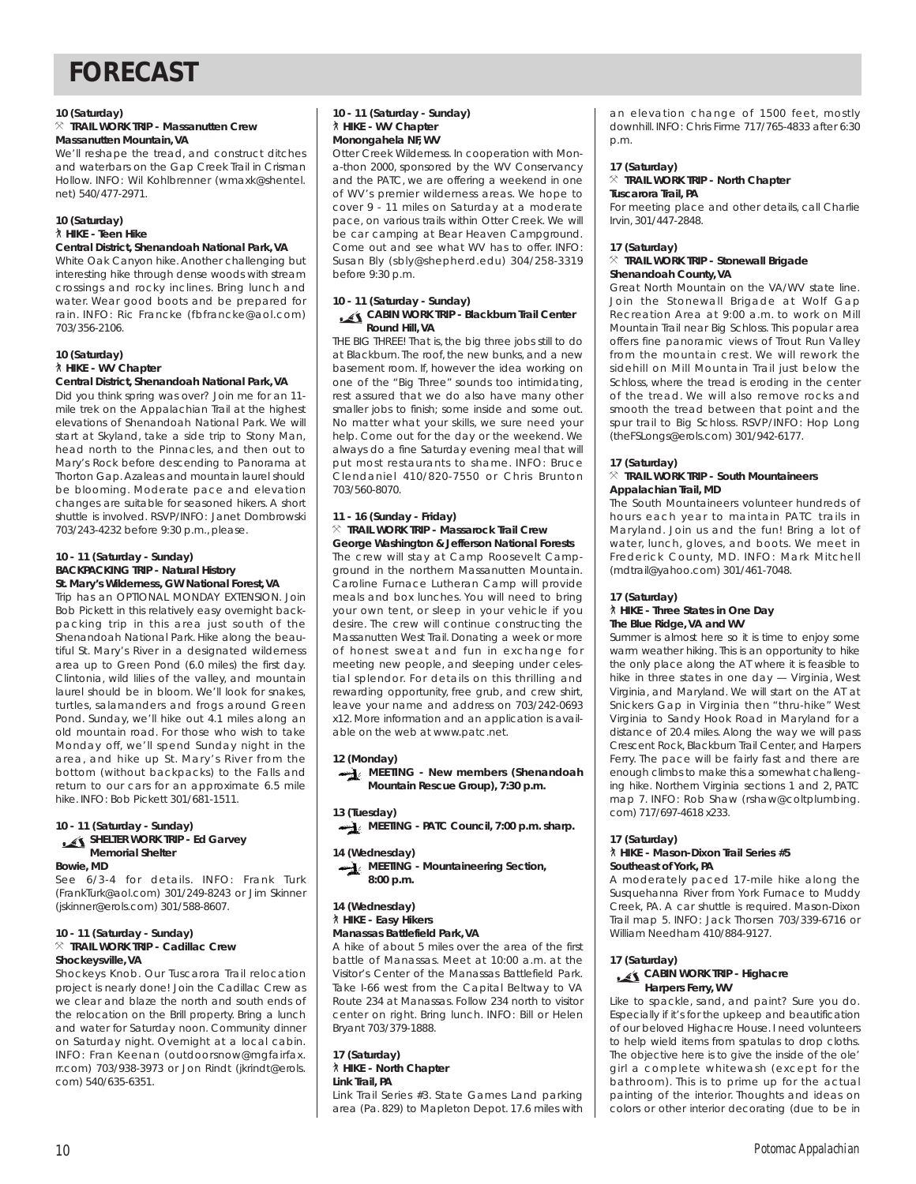# FORECAST

**10 (Saturday)**
**TRAIL WORK TRIP - Massanutten Crew**
**Massanutten Mountain, VA**

We'll reshape the tread, and construct ditches and waterbars on the Gap Creek Trail in Crisman Hollow. INFO: Wil Kohlbrenner (wmaxk@shentel.net) 540/477-2971.

**10 (Saturday)**
**HIKE - Teen Hike**
**Central District, Shenandoah National Park, VA**

White Oak Canyon hike. Another challenging but interesting hike through dense woods with stream crossings and rocky inclines. Bring lunch and water. Wear good boots and be prepared for rain. INFO: Ric Francke (fbfrancke@aol.com) 703/356-2106.

**10 (Saturday)**
**HIKE - WV Chapter**
**Central District, Shenandoah National Park, VA**

Did you think spring was over? Join me for an 11-mile trek on the Appalachian Trail at the highest elevations of Shenandoah National Park. We will start at Skyland, take a side trip to Stony Man, head north to the Pinnacles, and then out to Mary's Rock before descending to Panorama at Thorton Gap. Azaleas and mountain laurel should be blooming. Moderate pace and elevation changes are suitable for seasoned hikers. A short shuttle is involved. RSVP/INFO: Janet Dombrowski 703/243-4232 before 9:30 p.m., please.

**10 - 11 (Saturday - Sunday)**
**BACKPACKING TRIP - Natural History**
**St. Mary's Wilderness, GW National Forest, VA**

Trip has an OPTIONAL MONDAY EXTENSION. Join Bob Pickett in this relatively easy overnight backpacking trip in this area just south of the Shenandoah National Park. Hike along the beautiful St. Mary's River in a designated wilderness area up to Green Pond (6.0 miles) the first day. Clintonia, wild lilies of the valley, and mountain laurel should be in bloom. We'll look for snakes, turtles, salamanders and frogs around Green Pond. Sunday, we'll hike out 4.1 miles along an old mountain road. For those who wish to take Monday off, we'll spend Sunday night in the area, and hike up St. Mary's River from the bottom (without backpacks) to the Falls and return to our cars for an approximate 6.5 mile hike. INFO: Bob Pickett 301/681-1511.

**10 - 11 (Saturday - Sunday)**
**SHELTER WORK TRIP - Ed Garvey Memorial Shelter**
**Bowie, MD**

See 6/3-4 for details. INFO: Frank Turk (FrankTurk@aol.com) 301/249-8243 or Jim Skinner (jskinner@erols.com) 301/588-8607.

**10 - 11 (Saturday - Sunday)**
**TRAIL WORK TRIP - Cadillac Crew**
**Shockeysville, VA**

Shockeys Knob. Our Tuscarora Trail relocation project is nearly done! Join the Cadillac Crew as we clear and blaze the north and south ends of the relocation on the Brill property. Bring a lunch and water for Saturday noon. Community dinner on Saturday night. Overnight at a local cabin. INFO: Fran Keenan (outdoorsnow@mgfairfax.rr.com) 703/938-3973 or Jon Rindt (jkrindt@erols.com) 540/635-6351.

**10 - 11 (Saturday - Sunday)**
**HIKE - WV Chapter**
**Monongahela NF, WV**

Otter Creek Wilderness. In cooperation with Mon-a-thon 2000, sponsored by the WV Conservancy and the PATC, we are offering a weekend in one of WV's premier wilderness areas. We hope to cover 9 - 11 miles on Saturday at a moderate pace, on various trails within Otter Creek. We will be car camping at Bear Heaven Campground. Come out and see what WV has to offer. INFO: Susan Bly (sbly@shepherd.edu) 304/258-3319 before 9:30 p.m.

**10 - 11 (Saturday - Sunday)**
**CABIN WORK TRIP - Blackburn Trail Center**
**Round Hill, VA**

THE BIG THREE! That is, the big three jobs still to do at Blackburn. The roof, the new bunks, and a new basement room. If, however the idea working on one of the "Big Three" sounds too intimidating, rest assured that we do also have many other smaller jobs to finish; some inside and some out. No matter what your skills, we sure need your help. Come out for the day or the weekend. We always do a fine Saturday evening meal that will put most restaurants to shame. INFO: Bruce Clendaniel 410/820-7550 or Chris Brunton 703/560-8070.

**11 - 16 (Sunday - Friday)**
**TRAIL WORK TRIP - Massarock Trail Crew**
**George Washington & Jefferson National Forests**

The crew will stay at Camp Roosevelt Campground in the northern Massanutten Mountain. Caroline Furnace Lutheran Camp will provide meals and box lunches. You will need to bring your own tent, or sleep in your vehicle if you desire. The crew will continue constructing the Massanutten West Trail. Donating a week or more of honest sweat and fun in exchange for meeting new people, and sleeping under celestial splendor. For details on this thrilling and rewarding opportunity, free grub, and crew shirt, leave your name and address on 703/242-0693 x12. More information and an application is available on the web at www.patc.net.

**12 (Monday)**
**MEETING - New members (Shenandoah Mountain Rescue Group), 7:30 p.m.**

**13 (Tuesday)**
**MEETING - PATC Council, 7:00 p.m. sharp.**

**14 (Wednesday)**
**MEETING - Mountaineering Section, 8:00 p.m.**

**14 (Wednesday)**
**HIKE - Easy Hikers**
**Manassas Battlefield Park, VA**

A hike of about 5 miles over the area of the first battle of Manassas. Meet at 10:00 a.m. at the Visitor's Center of the Manassas Battlefield Park. Take I-66 west from the Capital Beltway to VA Route 234 at Manassas. Follow 234 north to visitor center on right. Bring lunch. INFO: Bill or Helen Bryant 703/379-1888.

**17 (Saturday)**
**HIKE - North Chapter**
**Link Trail, PA**

Link Trail Series #3. State Games Land parking area (Pa. 829) to Mapleton Depot. 17.6 miles with an elevation change of 1500 feet, mostly downhill. INFO: Chris Firme 717/765-4833 after 6:30 p.m.

**17 (Saturday)**
**TRAIL WORK TRIP - North Chapter**
**Tuscarora Trail, PA**

For meeting place and other details, call Charlie Irvin, 301/447-2848.

**17 (Saturday)**
**TRAIL WORK TRIP - Stonewall Brigade**
**Shenandoah County, VA**

Great North Mountain on the VA/WV state line. Join the Stonewall Brigade at Wolf Gap Recreation Area at 9:00 a.m. to work on Mill Mountain Trail near Big Schloss. This popular area offers fine panoramic views of Trout Run Valley from the mountain crest. We will rework the sidehill on Mill Mountain Trail just below the Schloss, where the tread is eroding in the center of the tread. We will also remove rocks and smooth the tread between that point and the spur trail to Big Schloss. RSVP/INFO: Hop Long (theFSLongs@erols.com) 301/942-6177.

**17 (Saturday)**
**TRAIL WORK TRIP - South Mountaineers**
**Appalachian Trail, MD**

The South Mountaineers volunteer hundreds of hours each year to maintain PATC trails in Maryland. Join us and the fun! Bring a lot of water, lunch, gloves, and boots. We meet in Frederick County, MD. INFO: Mark Mitchell (mdtrail@yahoo.com) 301/461-7048.

**17 (Saturday)**
**HIKE - Three States in One Day**
**The Blue Ridge, VA and WV**

Summer is almost here so it is time to enjoy some warm weather hiking. This is an opportunity to hike the only place along the AT where it is feasible to hike in three states in one day — Virginia, West Virginia, and Maryland. We will start on the AT at Snickers Gap in Virginia then "thru-hike" West Virginia to Sandy Hook Road in Maryland for a distance of 20.4 miles. Along the way we will pass Crescent Rock, Blackburn Trail Center, and Harpers Ferry. The pace will be fairly fast and there are enough climbs to make this a somewhat challenging hike. Northern Virginia sections 1 and 2, PATC map 7. INFO: Rob Shaw (rshaw@coltplumbing.com) 717/697-4618 x233.

**17 (Saturday)**
**HIKE - Mason-Dixon Trail Series #5**
**Southeast of York, PA**

A moderately paced 17-mile hike along the Susquehanna River from York Furnace to Muddy Creek, PA. A car shuttle is required. Mason-Dixon Trail map 5. INFO: Jack Thorsen 703/339-6716 or William Needham 410/884-9127.

**17 (Saturday)**
**CABIN WORK TRIP - Highacre**
**Harpers Ferry, WV**

Like to spackle, sand, and paint? Sure you do. Especially if it's for the upkeep and beautification of our beloved Highacre House. I need volunteers to help wield items from spatulas to drop cloths. The objective here is to give the inside of the ole' girl a complete whitewash (except for the bathroom). This is to prime up for the actual painting of the interior. Thoughts and ideas on colors or other interior decorating (due to be in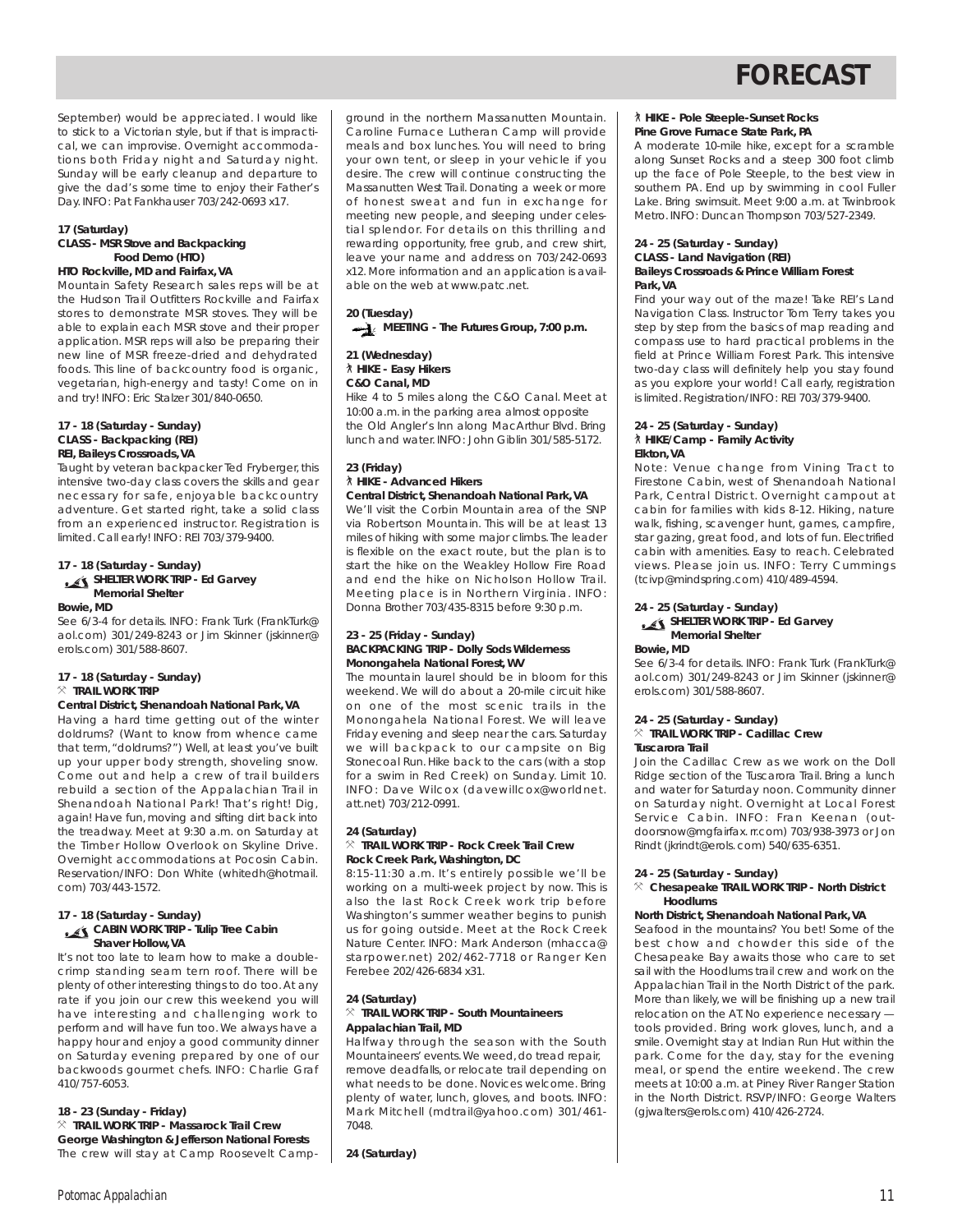# FORECAST

September) would be appreciated. I would like to stick to a Victorian style, but if that is impractical, we can improvise. Overnight accommodations both Friday night and Saturday night. Sunday will be early cleanup and departure to give the dad's some time to enjoy their Father's Day. INFO: Pat Fankhauser 703/242-0693 x17.

**17 (Saturday)**
**CLASS - MSR Stove and Backpacking Food Demo (HTO)**
**HTO Rockville, MD and Fairfax, VA**

Mountain Safety Research sales reps will be at the Hudson Trail Outfitters Rockville and Fairfax stores to demonstrate MSR stoves. They will be able to explain each MSR stove and their proper application. MSR reps will also be preparing their new line of MSR freeze-dried and dehydrated foods. This line of backcountry food is organic, vegetarian, high-energy and tasty! Come on in and try! INFO: Eric Stalzer 301/840-0650.

**17 - 18 (Saturday - Sunday)**
**CLASS - Backpacking (REI)**
**REI, Baileys Crossroads, VA**

Taught by veteran backpacker Ted Fryberger, this intensive two-day class covers the skills and gear necessary for safe, enjoyable backcountry adventure. Get started right, take a solid class from an experienced instructor. Registration is limited. Call early! INFO: REI 703/379-9400.

**17 - 18 (Saturday - Sunday)**
**SHELTER WORK TRIP - Ed Garvey Memorial Shelter**
**Bowie, MD**

See 6/3-4 for details. INFO: Frank Turk (FrankTurk@aol.com) 301/249-8243 or Jim Skinner (jskinner@erols.com) 301/588-8607.

**17 - 18 (Saturday - Sunday)**
**TRAIL WORK TRIP**
**Central District, Shenandoah National Park, VA**

Having a hard time getting out of the winter doldrums? (Want to know from whence came that term, "doldrums?") Well, at least you've built up your upper body strength, shoveling snow. Come out and help a crew of trail builders rebuild a section of the Appalachian Trail in Shenandoah National Park! That's right! Dig, again! Have fun, moving and sifting dirt back into the treadway. Meet at 9:30 a.m. on Saturday at the Timber Hollow Overlook on Skyline Drive. Overnight accommodations at Pocosin Cabin. Reservation/INFO: Don White (whitedh@hotmail.com) 703/443-1572.

**17 - 18 (Saturday - Sunday)**
**CABIN WORK TRIP - Tulip Tree Cabin**
**Shaver Hollow, VA**

It's not too late to learn how to make a double-crimp standing seam tern roof. There will be plenty of other interesting things to do too. At any rate if you join our crew this weekend you will have interesting and challenging work to perform and will have fun too. We always have a happy hour and enjoy a good community dinner on Saturday evening prepared by one of our backwoods gourmet chefs. INFO: Charlie Graf 410/757-6053.

**18 - 23 (Sunday - Friday)**
**TRAIL WORK TRIP - Massarock Trail Crew**
**George Washington & Jefferson National Forests**

The crew will stay at Camp Roosevelt Campground in the northern Massanutten Mountain. Caroline Furnace Lutheran Camp will provide meals and box lunches. You will need to bring your own tent, or sleep in your vehicle if you desire. The crew will continue constructing the Massanutten West Trail. Donating a week or more of honest sweat and fun in exchange for meeting new people, and sleeping under celestial splendor. For details on this thrilling and rewarding opportunity, free grub, and crew shirt, leave your name and address on 703/242-0693 x12. More information and an application is available on the web at www.patc.net.

**20 (Tuesday)**
**MEETING - The Futures Group, 7:00 p.m.**

**21 (Wednesday)**
**HIKE - Easy Hikers**
**C&O Canal, MD**

Hike 4 to 5 miles along the C&O Canal. Meet at 10:00 a.m. in the parking area almost opposite the Old Angler's Inn along MacArthur Blvd. Bring lunch and water. INFO: John Giblin 301/585-5172.

**23 (Friday)**
**HIKE - Advanced Hikers**
**Central District, Shenandoah National Park, VA**

We'll visit the Corbin Mountain area of the SNP via Robertson Mountain. This will be at least 13 miles of hiking with some major climbs. The leader is flexible on the exact route, but the plan is to start the hike on the Weakley Hollow Fire Road and end the hike on Nicholson Hollow Trail. Meeting place is in Northern Virginia. INFO: Donna Brother 703/435-8315 before 9:30 p.m.

**23 - 25 (Friday - Sunday)**
**BACKPACKING TRIP - Dolly Sods Wilderness**
**Monongahela National Forest, WV**

The mountain laurel should be in bloom for this weekend. We will do about a 20-mile circuit hike on one of the most scenic trails in the Monongahela National Forest. We will leave Friday evening and sleep near the cars. Saturday we will backpack to our campsite on Big Stonecoal Run. Hike back to the cars (with a stop for a swim in Red Creek) on Sunday. Limit 10. INFO: Dave Wilcox (davewillcox@worldnet.att.net) 703/212-0991.

**24 (Saturday)**
**TRAIL WORK TRIP - Rock Creek Trail Crew**
**Rock Creek Park, Washington, DC**

8:15-11:30 a.m. It's entirely possible we'll be working on a multi-week project by now. This is also the last Rock Creek work trip before Washington's summer weather begins to punish us for going outside. Meet at the Rock Creek Nature Center. INFO: Mark Anderson (mhacca@starpower.net) 202/462-7718 or Ranger Ken Ferebee 202/426-6834 x31.

**24 (Saturday)**
**TRAIL WORK TRIP - South Mountaineers**
**Appalachian Trail, MD**

Halfway through the season with the South Mountaineers' events. We weed, do tread repair, remove deadfalls, or relocate trail depending on what needs to be done. Novices welcome. Bring plenty of water, lunch, gloves, and boots. INFO: Mark Mitchell (mdtrail@yahoo.com) 301/461-7048.

**24 (Saturday)**
**HIKE - Pole Steeple-Sunset Rocks**
**Pine Grove Furnace State Park, PA**

A moderate 10-mile hike, except for a scramble along Sunset Rocks and a steep 300 foot climb up the face of Pole Steeple, to the best view in southern PA. End up by swimming in cool Fuller Lake. Bring swimsuit. Meet 9:00 a.m. at Twinbrook Metro. INFO: Duncan Thompson 703/527-2349.

**24 - 25 (Saturday - Sunday)**
**CLASS - Land Navigation (REI)**
**Baileys Crossroads & Prince William Forest Park, VA**

Find your way out of the maze! Take REI's Land Navigation Class. Instructor Tom Terry takes you step by step from the basics of map reading and compass use to hard practical problems in the field at Prince William Forest Park. This intensive two-day class will definitely help you stay found as you explore your world! Call early, registration is limited. Registration/INFO: REI 703/379-9400.

**24 - 25 (Saturday - Sunday)**
**HIKE/Camp - Family Activity**
**Elkton, VA**

Note: Venue change from Vining Tract to Firestone Cabin, west of Shenandoah National Park, Central District. Overnight campout at cabin for families with kids 8-12. Hiking, nature walk, fishing, scavenger hunt, games, campfire, star gazing, great food, and lots of fun. Electrified cabin with amenities. Easy to reach. Celebrated views. Please join us. INFO: Terry Cummings (tcivp@mindspring.com) 410/489-4594.

**24 - 25 (Saturday - Sunday)**
**SHELTER WORK TRIP - Ed Garvey Memorial Shelter**
**Bowie, MD**

See 6/3-4 for details. INFO: Frank Turk (FrankTurk@aol.com) 301/249-8243 or Jim Skinner (jskinner@erols.com) 301/588-8607.

**24 - 25 (Saturday - Sunday)**
**TRAIL WORK TRIP - Cadillac Crew**
**Tuscarora Trail**

Join the Cadillac Crew as we work on the Doll Ridge section of the Tuscarora Trail. Bring a lunch and water for Saturday noon. Community dinner on Saturday night. Overnight at Local Forest Service Cabin. INFO: Fran Keenan (outdoorsnow@mgfairfax.rr.com) 703/938-3973 or Jon Rindt (jkrindt@erols.com) 540/635-6351.

**24 - 25 (Saturday - Sunday)**
**Chesapeake TRAIL WORK TRIP - North District Hoodlums**
**North District, Shenandoah National Park, VA**

Seafood in the mountains? You bet! Some of the best chow and chowder this side of the Chesapeake Bay awaits those who care to set sail with the Hoodlums trail crew and work on the Appalachian Trail in the North District of the park. More than likely, we will be finishing up a new trail relocation on the AT. No experience necessary — tools provided. Bring work gloves, lunch, and a smile. Overnight stay at Indian Run Hut within the park. Come for the day, stay for the evening meal, or spend the entire weekend. The crew meets at 10:00 a.m. at Piney River Ranger Station in the North District. RSVP/INFO: George Walters (gjwalters@erols.com) 410/426-2724.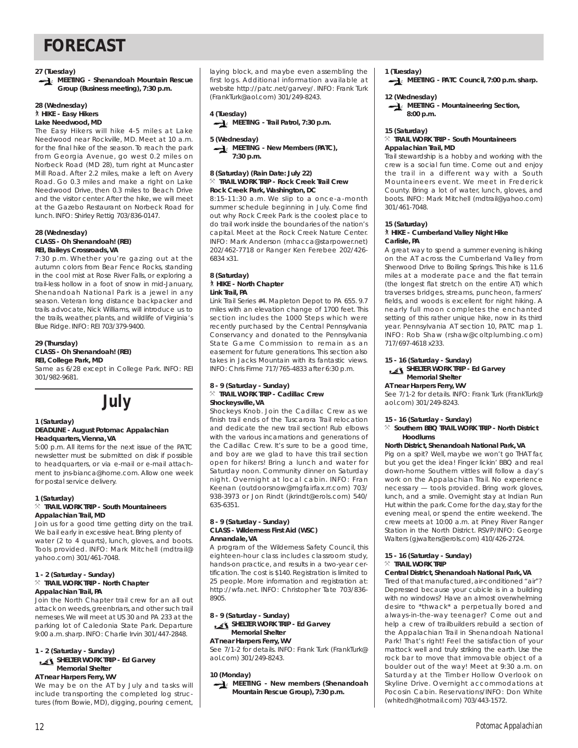# FORECAST

**27 (Tuesday)**
**MEETING - Shenandoah Mountain Rescue Group (Business meeting), 7:30 p.m.**

**28 (Wednesday)**
**HIKE - Easy Hikers**
**Lake Needwood, MD**
The Easy Hikers will hike 4-5 miles at Lake Needwood near Rockville, MD. Meet at 10 a.m. for the final hike of the season. To reach the park from Georgia Avenue, go west 0.2 miles on Norbeck Road (MD 28), turn right at Muncaster Mill Road. After 2.2 miles, make a left on Avery Road. Go 0.3 miles and make a right on Lake Needwood Drive, then 0.3 miles to Beach Drive and the visitor center. After the hike, we will meet at the Gazebo Restaurant on Norbeck Road for lunch. INFO: Shirley Rettig 703/836-0147.

**28 (Wednesday)**
**CLASS - Oh Shenandoah! (REI)**
**REI, Baileys Crossroads, VA**
7:30 p.m. Whether you're gazing out at the autumn colors from Bear Fence Rocks, standing in the cool mist at Rose River Falls, or exploring a trail-less hollow in a foot of snow in mid-January, Shenandoah National Park is a jewel in any season. Veteran long distance backpacker and trails advocate, Nick Williams, will introduce us to the trails, weather, plants, and wildlife of Virginia's Blue Ridge. INFO: REI 703/379-9400.

**29 (Thursday)**
**CLASS - Oh Shenandoah! (REI)**
**REI, College Park, MD**
Same as 6/28 except in College Park. INFO: REI 301/982-9681.

## July

**1 (Saturday)**
**DEADLINE - August Potomac Appalachian Headquarters, Vienna, VA**
5:00 p.m. All items for the next issue of the PATC newsletter must be submitted on disk if possible to headquarters, or via e-mail or e-mail attachment to jns-bianca@home.com. Allow one week for postal service delivery.

**1 (Saturday)**
**TRAIL WORK TRIP - South Mountaineers**
**Appalachian Trail, MD**
Join us for a good time getting dirty on the trail. We bail early in excessive heat. Bring plenty of water (2 to 4 quarts), lunch, gloves, and boots. Tools provided. INFO: Mark Mitchell (mdtrail@yahoo.com) 301/461-7048.

**1 - 2 (Saturday - Sunday)**
**TRAIL WORK TRIP - North Chapter**
**Appalachian Trail, PA**
Join the North Chapter trail crew for an all out attack on weeds, greenbriars, and other such trail nemeses. We will meet at US 30 and PA 233 at the parking lot of Caledonia State Park. Departure 9:00 a.m. sharp. INFO: Charlie Irvin 301/447-2848.

**1 - 2 (Saturday - Sunday)**
**SHELTER WORK TRIP - Ed Garvey Memorial Shelter**
**AT near Harpers Ferry, WV**
We may be on the AT by July and tasks will include transporting the completed log structures (from Bowie, MD), digging, pouring cement, laying block, and maybe even assembling the first logs. Additional information available at website http://patc.net/garvey/. INFO: Frank Turk (FrankTurk@aol.com) 301/249-8243.

**4 (Tuesday)**
**MEETING - Trail Patrol, 7:30 p.m.**

**5 (Wednesday)**
**MEETING - New Members (PATC), 7:30 p.m.**

**8 (Saturday) (Rain Date: July 22)**
**TRAIL WORK TRIP - Rock Creek Trail Crew**
**Rock Creek Park, Washington, DC**
8:15-11:30 a.m. We slip to a once-a-month summer schedule beginning in July. Come find out why Rock Creek Park is the coolest place to do trail work inside the boundaries of the nation's capital. Meet at the Rock Creek Nature Center. INFO: Mark Anderson (mhacca@starpower.net) 202/462-7718 or Ranger Ken Ferebee 202/426-6834 x31.

**8 (Saturday)**
**HIKE - North Chapter**
**Link Trail, PA**
Link Trail Series #4. Mapleton Depot to PA 655. 9.7 miles with an elevation change of 1700 feet. This section includes the 1000 Steps which were recently purchased by the Central Pennsylvania Conservancy and donated to the Pennsylvania State Game Commission to remain as an easement for future generations. This section also takes in Jacks Mountain with its fantastic views. INFO: Chris Firme 717/765-4833 after 6:30 p.m.

**8 - 9 (Saturday - Sunday)**
**TRAIL WORK TRIP - Cadillac Crew**
**Shockeysville, VA**
Shockeys Knob. Join the Cadillac Crew as we finish trail ends of the Tuscarora Trail relocation and dedicate the new trail section! Rub elbows with the various incarnations and generations of the Cadillac Crew. It's sure to be a good time, and boy are we glad to have this trail section open for hikers! Bring a lunch and water for Saturday noon. Community dinner on Saturday night. Overnight at local cabin. INFO: Fran Keenan (outdoorsnow@mgfairfax.rr.com) 703/938-3973 or Jon Rindt (jkrindt@erols.com) 540/635-6351.

**8 - 9 (Saturday - Sunday)**
**CLASS - Wilderness First Aid (WSC)**
**Annandale, VA**
A program of the Wilderness Safety Council, this eighteen-hour class includes classroom study, hands-on practice, and results in a two-year certification. The cost is $140. Registration is limited to 25 people. More information and registration at: http://wfa.net. INFO: Christopher Tate 703/836-8905.

**8 - 9 (Saturday - Sunday)**
**SHELTER WORK TRIP - Ed Garvey Memorial Shelter**
**AT near Harpers Ferry, WV**
See 7/1-2 for details. INFO: Frank Turk (FrankTurk@aol.com) 301/249-8243.

**10 (Monday)**
**MEETING - New members (Shenandoah Mountain Rescue Group), 7:30 p.m.**

**1 (Tuesday)**
**MEETING - PATC Council, 7:00 p.m. sharp.**

**12 (Wednesday)**
**MEETING - Mountaineering Section, 8:00 p.m.**

**15 (Saturday)**
**TRAIL WORK TRIP - South Mountaineers**
**Appalachian Trail, MD**
Trail stewardship is a hobby and working with the crew is a social fun time. Come out and enjoy the trail in a different way with a South Mountaineers event. We meet in Frederick County. Bring a lot of water, lunch, gloves, and boots. INFO: Mark Mitchell (mdtrail@yahoo.com) 301/461-7048.

**15 (Saturday)**
**HIKE - Cumberland Valley Night Hike**
**Carlisle, PA**
A great way to spend a summer evening is hiking on the AT across the Cumberland Valley from Sherwood Drive to Boiling Springs. This hike is 11.6 miles at a moderate pace and the flat terrain (the longest flat stretch on the entire AT) which traverses bridges, streams, puncheon, farmers' fields, and woods is excellent for night hiking. A nearly full moon completes the enchanted setting of this rather unique hike, now in its third year. Pennsylvania AT section 10, PATC map 1. INFO: Rob Shaw (rshaw@coltplumbing.com) 717/697-4618 x233.

**15 - 16 (Saturday - Sunday)**
**SHELTER WORK TRIP - Ed Garvey Memorial Shelter**
**AT near Harpers Ferry, WV**
See 7/1-2 for details. INFO: Frank Turk (FrankTurk@aol.com) 301/249-8243.

**15 - 16 (Saturday - Sunday)**
**Southern BBQ TRAIL WORK TRIP - North District Hoodlums**
**North District, Shenandoah National Park, VA**
Pig on a spit? Well, maybe we won't go THAT far, but you get the idea! Finger lickin' BBQ and real down-home Southern vittles will follow a day's work on the Appalachian Trail. No experience necessary — tools provided. Bring work gloves, lunch, and a smile. Overnight stay at Indian Run Hut within the park. Come for the day, stay for the evening meal, or spend the entire weekend. The crew meets at 10:00 a.m. at Piney River Ranger Station in the North District. RSVP/INFO: George Walters (gjwalters@erols.com) 410/426-2724.

**15 - 16 (Saturday - Sunday)**
**TRAIL WORK TRIP**
**Central District, Shenandoah National Park, VA**
Tired of that manufactured, air-conditioned "air"? Depressed because your cubicle is in a building with no windows? Have an almost overwhelming desire to *thwack* a perpetually bored and always-in-the-way teenager? Come out and help a crew of trailbuilders rebuild a section of the Appalachian Trail in Shenandoah National Park! That's right! Feel the satisfaction of your mattock well and truly striking the earth. Use the rock bar to move that immovable object of a boulder out of the way! Meet at 9:30 a.m. on Saturday at the Timber Hollow Overlook on Skyline Drive. Overnight accommodations at Pocosin Cabin. Reservations/INFO: Don White (whitedh@hotmail.com) 703/443-1572.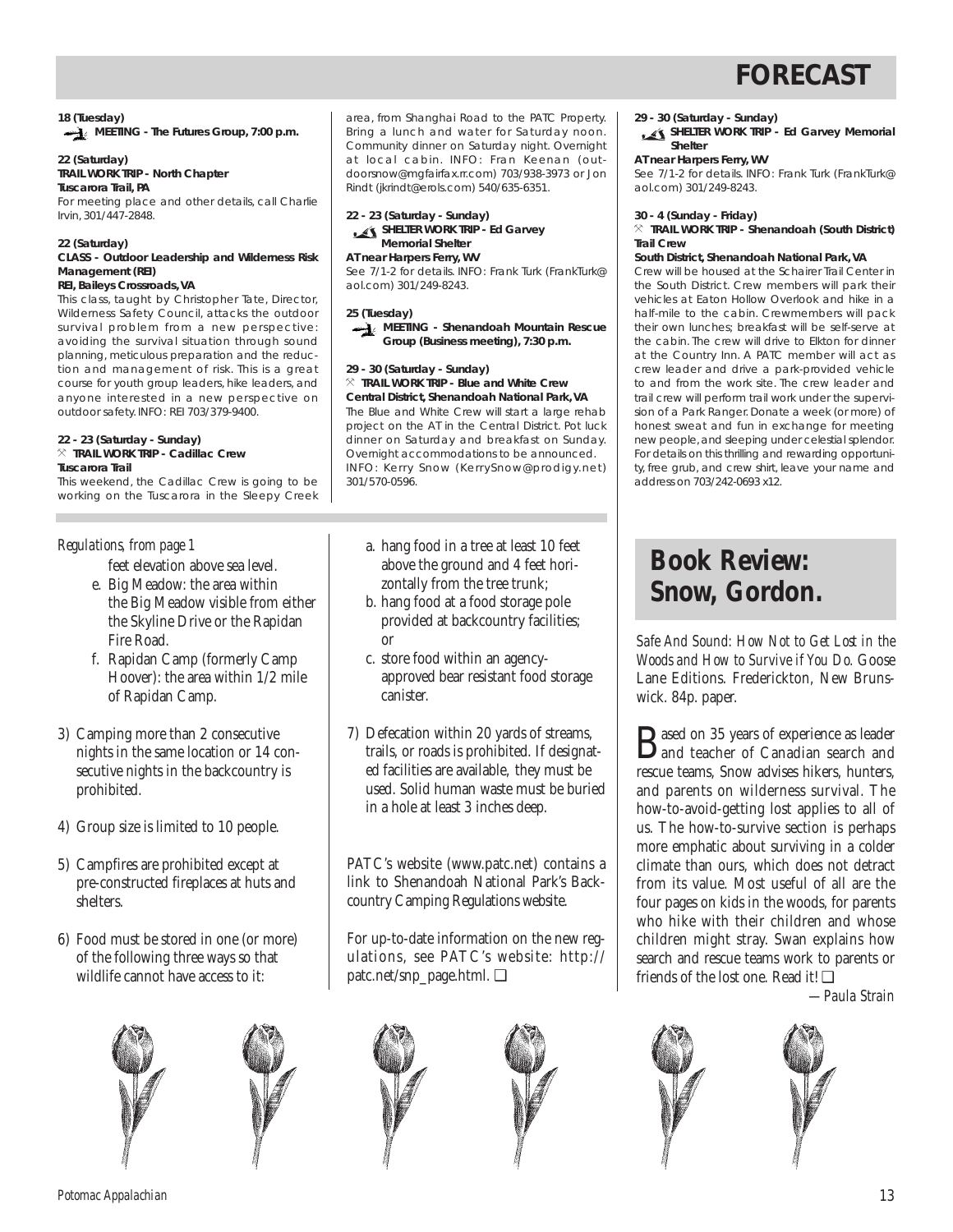# FORECAST

**18 (Tuesday)**
**MEETING - The Futures Group, 7:00 p.m.**

**22 (Saturday)**
**TRAIL WORK TRIP - North Chapter**
**Tuscarora Trail, PA**
For meeting place and other details, call Charlie Irvin, 301/447-2848.

**22 (Saturday)**
**CLASS - Outdoor Leadership and Wilderness Risk Management (REI)**
**REI, Baileys Crossroads, VA**
This class, taught by Christopher Tate, Director, Wilderness Safety Council, attacks the outdoor survival problem from a new perspective: avoiding the survival situation through sound planning, meticulous preparation and the reduction and management of risk. This is a great course for youth group leaders, hike leaders, and anyone interested in a new perspective on outdoor safety. INFO: REI 703/379-9400.

**22 - 23 (Saturday - Sunday)**
**TRAIL WORK TRIP - Cadillac Crew**
**Tuscarora Trail**
This weekend, the Cadillac Crew is going to be working on the Tuscarora in the Sleepy Creek area, from Shanghai Road to the PATC Property. Bring a lunch and water for Saturday noon. Community dinner on Saturday night. Overnight at local cabin. INFO: Fran Keenan (outdoorsnow@mgfairfax.rr.com) 703/938-3973 or Jon Rindt (jkrindt@erols.com) 540/635-6351.

**22 - 23 (Saturday - Sunday)**
**SHELTER WORK TRIP - Ed Garvey Memorial Shelter**
**AT near Harpers Ferry, WV**
See 7/1-2 for details. INFO: Frank Turk (FrankTurk@aol.com) 301/249-8243.

**25 (Tuesday)**
**MEETING - Shenandoah Mountain Rescue Group (Business meeting), 7:30 p.m.**

**29 - 30 (Saturday - Sunday)**
**TRAIL WORK TRIP - Blue and White Crew**
**Central District, Shenandoah National Park, VA**
The Blue and White Crew will start a large rehab project on the AT in the Central District. Pot luck dinner on Saturday and breakfast on Sunday. Overnight accommodations to be announced. INFO: Kerry Snow (KerrySnow@prodigy.net) 301/570-0596.

**29 - 30 (Saturday - Sunday)**
**SHELTER WORK TRIP - Ed Garvey Memorial Shelter**
**AT near Harpers Ferry, WV**
See 7/1-2 for details. INFO: Frank Turk (FrankTurk@aol.com) 301/249-8243.

**30 - 4 (Sunday - Friday)**
**TRAIL WORK TRIP - Shenandoah (South District) Trail Crew**
**South District, Shenandoah National Park, VA**
Crew will be housed at the Schairer Trail Center in the South District. Crew members will park their vehicles at Eaton Hollow Overlook and hike in a half-mile to the cabin. Crewmembers will pack their own lunches; breakfast will be self-serve at the cabin. The crew will drive to Elkton for dinner at the Country Inn. A PATC member will act as crew leader and drive a park-provided vehicle to and from the work site. The crew leader and trail crew will perform trail work under the supervision of a Park Ranger. Donate a week (or more) of honest sweat and fun in exchange for meeting new people, and sleeping under celestial splendor. For details on this thrilling and rewarding opportunity, free grub, and crew shirt, leave your name and address on 703/242-0693 x12.

---

*Regulations, from page 1*

feet elevation above sea level.

- e. Big Meadow: the area within the Big Meadow visible from either the Skyline Drive or the Rapidan Fire Road.
- f. Rapidan Camp (formerly Camp Hoover): the area within 1/2 mile of Rapidan Camp.

3) Camping more than 2 consecutive nights in the same location or 14 consecutive nights in the backcountry is prohibited.

4) Group size is limited to 10 people.

5) Campfires are prohibited except at pre-constructed fireplaces at huts and shelters.

6) Food must be stored in one (or more) of the following three ways so that wildlife cannot have access to it:

- a. hang food in a tree at least 10 feet above the ground and 4 feet horizontally from the tree trunk;
- b. hang food at a food storage pole provided at backcountry facilities; or
- c. store food within an agency-approved bear resistant food storage canister.

7) Defecation within 20 yards of streams, trails, or roads is prohibited. If designated facilities are available, they must be used. Solid human waste must be buried in a hole at least 3 inches deep.

PATC's website (www.patc.net) contains a link to Shenandoah National Park's Backcountry Camping Regulations website.

For up-to-date information on the new regulations, see PATC's website: http://patc.net/snp_page.html. ❑

## Book Review: Snow, Gordon.

*Safe And Sound: How Not to Get Lost in the Woods and How to Survive if You Do.* Goose Lane Editions. Frederickton, New Brunswick. 84p. paper.

Based on 35 years of experience as leader and teacher of Canadian search and rescue teams, Snow advises hikers, hunters, and parents on wilderness survival. The how-to-avoid-getting lost applies to all of us. The how-to-survive section is perhaps more emphatic about surviving in a colder climate than ours, which does not detract from its value. Most useful of all are the four pages on kids in the woods, for parents who hike with their children and whose children might stray. Swan explains how search and rescue teams work to parents or friends of the lost one. Read it! ❑

*—Paula Strain*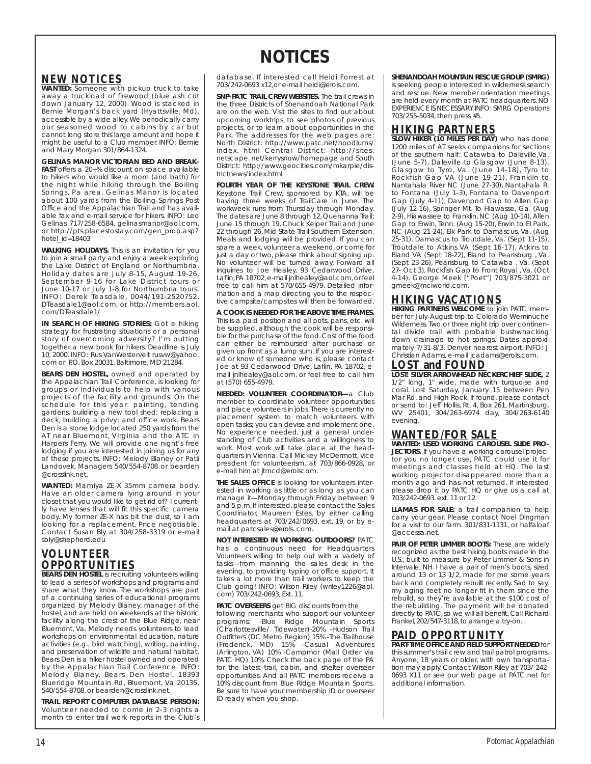# NOTICES

## NEW NOTICES

**WANTED:** Someone with pickup truck to take away a truckload of firewood (blue ash cut down January 12, 2000). Wood is stacked in Bernie Morgan's back yard (Hyattsville, Md), accessible by a wide alley. We periodically carry our seasoned wood to cabins by car but cannot long store this large amount and hope it might be useful to a Club member. INFO: Bernie and Mary Morgan 301/864-1324.

**GELINAS MANOR VICTORIAN BED AND BREAKFAST** offers a 20+% discount on space available to hikers who would like a room (and bath) for the night while hiking through the Boiling Springs, Pa area. Gelinas Manor is located about 100 yards from the Boiling Springs Post Office and the Appalachian Trail and has available fax and e-mail service for hikers. INFO: Leo Gelinas 717/258-6584, gelinasmanor@aol.com, or http://pts.placestostay.com/gen_prop.asp?hotel_id=18403

**WALKING HOLIDAYS.** This is an invitation for you to join a small party and enjoy a week exploring the Lake District of England or Northumbria. Holiday dates are July 8-15, August 19-26, September 9-16 for Lake District tours or June 10-17 or July 1-8 for Northumbria tours. INFO: Derek Teasdale, 0044/191-2520752, DTeasdale1@aol.com, or http://members.aol.com/DTeasdale1/

**IN SEARCH OF HIKING STORIES:** Got a hiking strategy for frustrating situations or a personal story of overcoming adversity? I'm putting together a new book for hikers. Deadline is July 10, 2000. INFO: Rus VanWestervelt rusvw@yahoo.com or P.O. Box 20031, Baltimore, MD 21284.

**BEARS DEN HOSTEL,** owned and operated by the Appalachian Trail Conference, is looking for groups or individuals to help with various projects of the facility and grounds. On the schedule for this year: painting, tending gardens, building a new tool shed; replacing a deck, building a privy; and office work. Bears Den is a stone lodge located 250 yards from the AT near Bluemont, Virginia and the ATC in Harpers Ferry. We will provide one night's free lodging if you are interested in joining us for any of these projects. INFO: Melody Blaney or Patii Landovek, Managers 540/554-8708 or bearden@crosslink.net.

**WANTED:** Mamiya ZE-X 35mm camera body. Have an older camera lying around in your closet that you would like to get rid of? I currently have lenses that will fit this specific camera body. My former ZE-X has bit the dust, so I am looking for a replacement. Price negotiable. Contact Susan Bly at 304/258-3319 or e-mail sbly@shepherd.edu

## VOLUNTEER OPPORTUNITIES

**BEARS DEN HOSTEL** is recruiting volunteers willing to lead a series of workshops and programs and share what they know. The workshops are part of a continuing series of educational programs organized by Melody Blaney, manager of the hostel, and are held on weekends at the historic facility along the crest of the Blue Ridge, near Bluemont, Va. Melody needs volunteers to lead workshops on environmental education, nature activities (e.g., bird watching), writing, painting, and preservation of wildlife and natural habitat. Bears Den is a hiker hostel owned and operated by the Appalachian Trail Conference. INFO: Melody Blaney, Bears Den Hostel, 18393 Blueridge Mountain Rd, Bluemont, Va 20135, 540/554-8708, or bearden@crosslink.net.

**TRAIL REPORT COMPUTER DATABASE PERSON:** Volunteer needed to come in 2-3 nights a month to enter trail work reports in the Club's database. If interested call Heidi Forrest at 703/242-0693 x12,or e-mail heidi@erols.com.

**SNP-PATC TRAIL CREW WEBSITES.** The trail crews in the three Districts of Shenandoah National Park are on the web. Visit the sites to find out about upcoming worktrips, to see photos of previous projects, or to learn about opportunities in the Park. The addresses for the web pages are: North District: http://www.patc.net/hoodlums/index. html Central District: http://sites.netscape. net/kerrysnow/homepage and South District: http://www.geocities.com/mkarpie/districtnews/index.html

**FOURTH YEAR OF THE KEYSTONE TRAIL CREW.** Keystone Trail Crew, sponsored by KTA, will be having three weeks of TrailCare in June. The workweek runs from Thursday through Monday. The dates are June 8 through 12, Quehanna Trail; June 15 through 19, Chuck Keiper Trail and June 22 through 26, Mid State Trail Southern Extension. Meals and lodging will be provided. If you can spare a week, volunteer a weekend, or come for just a day or two, please think about signing up. No volunteer will be turned away. Forward all inquiries to Joe Healey, 93 Cedarwood Drive, Laflin, PA 18702, e-mail jnlhealey@aol.com, or feel free to call him at 570/655-4979. Detailed information and a map directing you to the respective campsite/campsites will then be forwarded.

**A COOK IS NEEDED FOR THE ABOVE TIME FRAMES.** This is a paid position and all pots, pans, etc. will be supplied, although the cook will be responsible for the purchase of the food. Cost of the food can either be reimbursed after purchase or given up front as a lump sum. If you are interested or know of someone who is, please contact Joe at 93 Cedarwood Drive, Laflin, PA 18702, e-mail jnlhealey@aol.com, or feel free to call him at (570) 655-4979.

**NEEDED: VOLUNTEER COORDINATOR—**a Club member to coordinate volunteer opportunities and place volunteers in jobs. There is currently no placement system to match volunteers with open tasks; you can devise and implement one. No experience needed, just a general understanding of Club activities and a willingness to work. Most work will take place at the headquarters in Vienna. Call Mickey McDermott, vice president for volunteerism, at 703/866-0928, or e-mail him at jtmcd@erolscom.

**THE SALES OFFICE** is looking for volunteers interested in working as little or as long as you can manage it—Monday through Friday between 9 and 5 p.m. If interested, please contact the Sales Coordinator, Maureen Estes, by either calling headquarters at 703/242/0693, ext. 19, or by e-mail at patcsales@erols. com.

**NOT INTERESTED IN WORKING OUTDOORS?** PATC has a continuous need for Headquarters Volunteers willing to help out with a variety of tasks—from manning the sales desk in the evening, to providing typing or office support. It takes a lot more than trail workers to keep the Club going! INFO: Wilson Riley (wriley1226@aol.com) 703/242-0693, Ext. 11.

**PATC OVERSEERS** get BIG discounts from the following merchants who support our volunteer programs: -Blue Ridge Mountain Sports (Charlottesville/ Tidewater)-20% -Hudson Trail Outfitters (DC Metro Region) 15% -The Trailhouse (Frederick, MD) 15% -Casual Adventures (Arlington, VA) 10% -Campmor (Mail Order via PATC HQ) 10%. Check the back page of the PA for the latest trail, cabin, and shelter overseer opportunities. And all PATC members receive a 10% discount from Blue Ridge Mountain Sports. Be sure to have your membership ID or overseer ID ready when you shop.

**SHENANDOAH MOUNTAIN RESCUE GROUP (SMRG)** is seeking people interested in wilderness search and rescue. New member orientation meetings are held every month at PATC headquarters. NO EXPERIENCE IS NECESSARY. INFO: SMRG Operations 703/255-5034, then press #5.

## HIKING PARTNERS

**SLOW HIKER (10 MILES PER DAY)** who has done 1200 miles of AT seeks companions for sections of the southern half: Catawba to Daleville,Va. (June 5-7), Daleville to Glasgow (June 8-13), Glasgow to Tyro, Va. (June 14-18), Tyro to Rockfish Gap VA (June 19-21), Franklin to Nantahala River NC (June 27-30), Nantahala R. to Fontana (July 1-3), Fontana to Davenport Gap (July 4-11), Davenport Gap to Allen Gap (July 12-16), Springer Mt. To Hiawasse, Ga. (Aug 2-9), Hiawassee to Franklin, NC (Aug 10-14), Allen Gap to Erwin, Tenn. (Aug 15-20), Erwin to El Park, NC (Aug 21-24), Elk Park to Damascus, Va. (Aug 25-31), Damascus to Troutdale, Va. (Sept 11-15), Troutdale to Atkins VA (Sept 16-17), Atkins to Bland VA (Sept 18-22), Bland to Pearisburg , Va. (Sept 23-26), Pearisburg to Catawba , Va. (Sept 27- Oct 3), Rockfish Gap to Front Royal , Va. (Oct 4-14). George Meek ("Poet") 703/875-3021 or gmeek@mciworld.com.

## HIKING VACATIONS

**HIKING PARTNERS WELCOME** to join PATC member for July-August trip to Colorado Weminuche Wilderness. Two or three night trip over continental divide trail with probable bushwhacking down drainage to hot springs. Dates approximately 7/31-8/3. Denver nearest airport. INFO: J Christian Adams, e-mail jcadams@erols.com.

## LOST and FOUND

**LOST: SILVER ARROWHEAD NECKERCHIEF SLIDE,** 2 1/2" long, 1" wide, made with turquoise and coral. Lost Saturday, January 15 between Pen Mar Rd. and High Rock. If found, please contact or send to: Jeff Hollis, Rt. 4, Box 261, Martinsburg, WV 25401, 304/263-6974 day, 304/263-6140 evening.

## WANTED/FOR SALE

**WANTED: USED WORKING CAROUSEL SLIDE PROJECTORS.** If you have a working carousel projector you no longer use, PATC could use it for meetings and classes held at HQ. The last working projector disappeared more than a month ago and has not returned. If interested please drop it by PATC HQ or give us a call at 703/242-0693. ext. 11 or 12.

**LLAMAS FOR SALE:** a trail companion to help carry your gear. Please contact Noel Dingman for a visit to our farm. 301/831-1131, or halfaloaf@accessa.net.

**PAIR OF PETER LIMMER BOOTS:** These are widely recognized as the best hiking boots made in the U.S., built to measure by Peter Limmer & Sons in Intervale, NH. I have a pair of men's boots, sized around 13 or 13 1/2, made for me some years back and completely rebuilt recently. Sad to say, my aging feet no longer fit in them since the rebuild, so they're available at the $100 cost of the rebuilding. The payment will be donated directly to PATC, so we will all benefit. Call Richard Frankel, 202/547-3118, to arrange a try-on.

## PAID OPPORTUNITY

**PART-TIME OFFICE AND FIELD SUPPORT NEEDED** for this summer's trail crew and trail patrol programs. Anyone, 18 years or older, with own transportation may apply. Contact Wilson Riley at 703/ 242-0693 X11 or see our web page at PATC.net for additional information.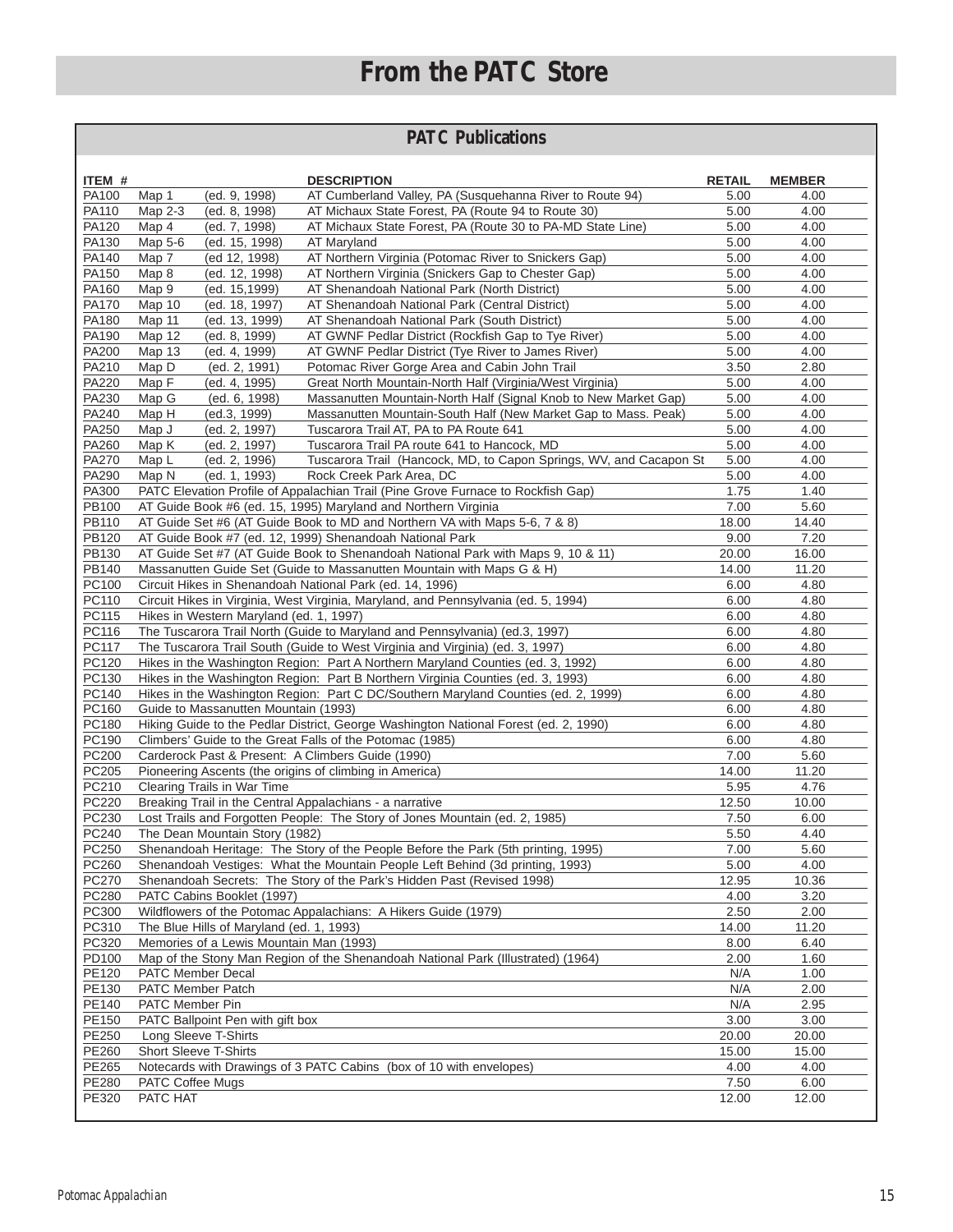# From the PATC Store

## PATC Publications

| ITEM # | | | DESCRIPTION | RETAIL | MEMBER |
|---|---|---|---|---|---|
| PA100 | Map 1 | (ed. 9, 1998) | AT Cumberland Valley, PA (Susquehanna River to Route 94) | 5.00 | 4.00 |
| PA110 | Map 2-3 | (ed. 8, 1998) | AT Michaux State Forest, PA (Route 94 to Route 30) | 5.00 | 4.00 |
| PA120 | Map 4 | (ed. 7, 1998) | AT Michaux State Forest, PA (Route 30 to PA-MD State Line) | 5.00 | 4.00 |
| PA130 | Map 5-6 | (ed. 15, 1998) | AT Maryland | 5.00 | 4.00 |
| PA140 | Map 7 | (ed 12, 1998) | AT Northern Virginia (Potomac River to Snickers Gap) | 5.00 | 4.00 |
| PA150 | Map 8 | (ed. 12, 1998) | AT Northern Virginia (Snickers Gap to Chester Gap) | 5.00 | 4.00 |
| PA160 | Map 9 | (ed. 15,1999) | AT Shenandoah National Park (North District) | 5.00 | 4.00 |
| PA170 | Map 10 | (ed. 18, 1997) | AT Shenandoah National Park (Central District) | 5.00 | 4.00 |
| PA180 | Map 11 | (ed. 13, 1999) | AT Shenandoah National Park (South District) | 5.00 | 4.00 |
| PA190 | Map 12 | (ed. 8, 1999) | AT GWNF Pedlar District (Rockfish Gap to Tye River) | 5.00 | 4.00 |
| PA200 | Map 13 | (ed. 4, 1999) | AT GWNF Pedlar District (Tye River to James River) | 5.00 | 4.00 |
| PA210 | Map D | (ed. 2, 1991) | Potomac River Gorge Area and Cabin John Trail | 3.50 | 2.80 |
| PA220 | Map F | (ed. 4, 1995) | Great North Mountain-North Half (Virginia/West Virginia) | 5.00 | 4.00 |
| PA230 | Map G | (ed. 6, 1998) | Massanutten Mountain-North Half (Signal Knob to New Market Gap) | 5.00 | 4.00 |
| PA240 | Map H | (ed.3, 1999) | Massanutten Mountain-South Half (New Market Gap to Mass. Peak) | 5.00 | 4.00 |
| PA250 | Map J | (ed. 2, 1997) | Tuscarora Trail AT, PA to PA Route 641 | 5.00 | 4.00 |
| PA260 | Map K | (ed. 2, 1997) | Tuscarora Trail PA route 641 to Hancock, MD | 5.00 | 4.00 |
| PA270 | Map L | (ed. 2, 1996) | Tuscarora Trail (Hancock, MD, to Capon Springs, WV, and Cacapon St | 5.00 | 4.00 |
| PA290 | Map N | (ed. 1, 1993) | Rock Creek Park Area, DC | 5.00 | 4.00 |
| PA300 | PATC Elevation Profile of Appalachian Trail (Pine Grove Furnace to Rockfish Gap) | | | 1.75 | 1.40 |
| PB100 | AT Guide Book #6 (ed. 15, 1995) Maryland and Northern Virginia | | | 7.00 | 5.60 |
| PB110 | AT Guide Set #6 (AT Guide Book to MD and Northern VA with Maps 5-6, 7 & 8) | | | 18.00 | 14.40 |
| PB120 | AT Guide Book #7 (ed. 12, 1999) Shenandoah National Park | | | 9.00 | 7.20 |
| PB130 | AT Guide Set #7 (AT Guide Book to Shenandoah National Park with Maps 9, 10 & 11) | | | 20.00 | 16.00 |
| PB140 | Massanutten Guide Set (Guide to Massanutten Mountain with Maps G & H) | | | 14.00 | 11.20 |
| PC100 | Circuit Hikes in Shenandoah National Park (ed. 14, 1996) | | | 6.00 | 4.80 |
| PC110 | Circuit Hikes in Virginia, West Virginia, Maryland, and Pennsylvania (ed. 5, 1994) | | | 6.00 | 4.80 |
| PC115 | Hikes in Western Maryland (ed. 1, 1997) | | | 6.00 | 4.80 |
| PC116 | The Tuscarora Trail North (Guide to Maryland and Pennsylvania) (ed.3, 1997) | | | 6.00 | 4.80 |
| PC117 | The Tuscarora Trail South (Guide to West Virginia and Virginia) (ed. 3, 1997) | | | 6.00 | 4.80 |
| PC120 | Hikes in the Washington Region: Part A Northern Maryland Counties (ed. 3, 1992) | | | 6.00 | 4.80 |
| PC130 | Hikes in the Washington Region: Part B Northern Virginia Counties (ed. 3, 1993) | | | 6.00 | 4.80 |
| PC140 | Hikes in the Washington Region: Part C DC/Southern Maryland Counties (ed. 2, 1999) | | | 6.00 | 4.80 |
| PC160 | Guide to Massanutten Mountain (1993) | | | 6.00 | 4.80 |
| PC180 | Hiking Guide to the Pedlar District, George Washington National Forest (ed. 2, 1990) | | | 6.00 | 4.80 |
| PC190 | Climbers' Guide to the Great Falls of the Potomac (1985) | | | 6.00 | 4.80 |
| PC200 | Carderock Past & Present: A Climbers Guide (1990) | | | 7.00 | 5.60 |
| PC205 | Pioneering Ascents (the origins of climbing in America) | | | 14.00 | 11.20 |
| PC210 | Clearing Trails in War Time | | | 5.95 | 4.76 |
| PC220 | Breaking Trail in the Central Appalachians - a narrative | | | 12.50 | 10.00 |
| PC230 | Lost Trails and Forgotten People: The Story of Jones Mountain (ed. 2, 1985) | | | 7.50 | 6.00 |
| PC240 | The Dean Mountain Story (1982) | | | 5.50 | 4.40 |
| PC250 | Shenandoah Heritage: The Story of the People Before the Park (5th printing, 1995) | | | 7.00 | 5.60 |
| PC260 | Shenandoah Vestiges: What the Mountain People Left Behind (3d printing, 1993) | | | 5.00 | 4.00 |
| PC270 | Shenandoah Secrets: The Story of the Park's Hidden Past (Revised 1998) | | | 12.95 | 10.36 |
| PC280 | PATC Cabins Booklet (1997) | | | 4.00 | 3.20 |
| PC300 | Wildflowers of the Potomac Appalachians: A Hikers Guide (1979) | | | 2.50 | 2.00 |
| PC310 | The Blue Hills of Maryland (ed. 1, 1993) | | | 14.00 | 11.20 |
| PC320 | Memories of a Lewis Mountain Man (1993) | | | 8.00 | 6.40 |
| PD100 | Map of the Stony Man Region of the Shenandoah National Park (Illustrated) (1964) | | | 2.00 | 1.60 |
| PE120 | PATC Member Decal | | | N/A | 1.00 |
| PE130 | PATC Member Patch | | | N/A | 2.00 |
| PE140 | PATC Member Pin | | | N/A | 2.95 |
| PE150 | PATC Ballpoint Pen with gift box | | | 3.00 | 3.00 |
| PE250 | Long Sleeve T-Shirts | | | 20.00 | 20.00 |
| PE260 | Short Sleeve T-Shirts | | | 15.00 | 15.00 |
| PE265 | Notecards with Drawings of 3 PATC Cabins (box of 10 with envelopes) | | | 4.00 | 4.00 |
| PE280 | PATC Coffee Mugs | | | 7.50 | 6.00 |
| PE320 | PATC HAT | | | 12.00 | 12.00 |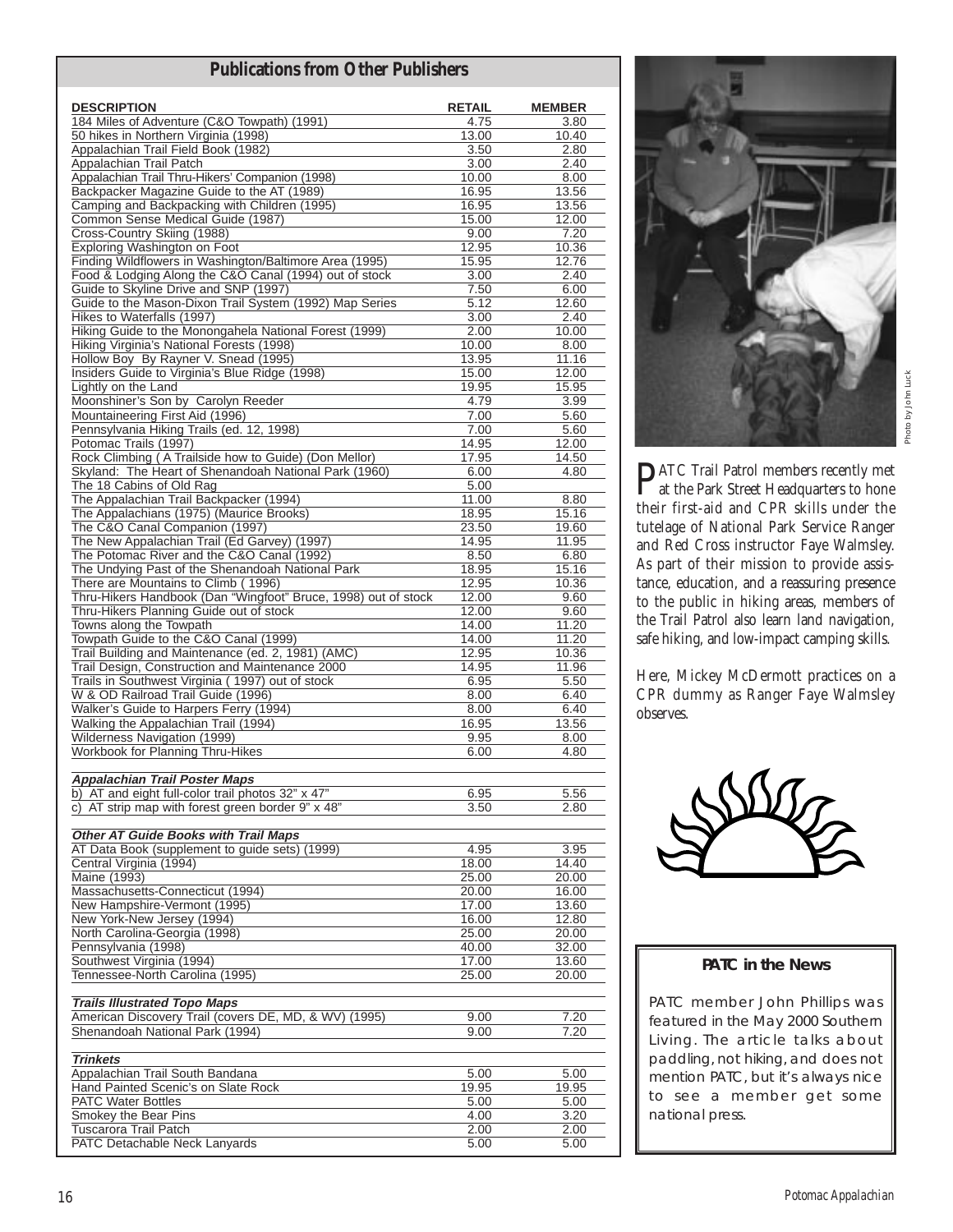## Publications from Other Publishers

| DESCRIPTION | RETAIL | MEMBER |
|---|---|---|
| 184 Miles of Adventure (C&O Towpath) (1991) | 4.75 | 3.80 |
| 50 hikes in Northern Virginia (1998) | 13.00 | 10.40 |
| Appalachian Trail Field Book (1982) | 3.50 | 2.80 |
| Appalachian Trail Patch | 3.00 | 2.40 |
| Appalachian Trail Thru-Hikers' Companion (1998) | 10.00 | 8.00 |
| Backpacker Magazine Guide to the AT (1989) | 16.95 | 13.56 |
| Camping and Backpacking with Children (1995) | 16.95 | 13.56 |
| Common Sense Medical Guide (1987) | 15.00 | 12.00 |
| Cross-Country Skiing (1988) | 9.00 | 7.20 |
| Exploring Washington on Foot | 12.95 | 10.36 |
| Finding Wildflowers in Washington/Baltimore Area (1995) | 15.95 | 12.76 |
| Food & Lodging Along the C&O Canal (1994) out of stock | 3.00 | 2.40 |
| Guide to Skyline Drive and SNP (1997) | 7.50 | 6.00 |
| Guide to the Mason-Dixon Trail System (1992) Map Series | 5.12 | 12.60 |
| Hikes to Waterfalls (1997) | 3.00 | 2.40 |
| Hiking Guide to the Monongahela National Forest (1999) | 2.00 | 10.00 |
| Hiking Virginia's National Forests (1998) | 10.00 | 8.00 |
| Hollow Boy By Rayner V. Snead (1995) | 13.95 | 11.16 |
| Insiders Guide to Virginia's Blue Ridge (1998) | 15.00 | 12.00 |
| Lightly on the Land | 19.95 | 15.95 |
| Moonshiner's Son by Carolyn Reeder | 4.79 | 3.99 |
| Mountaineering First Aid (1996) | 7.00 | 5.60 |
| Pennsylvania Hiking Trails (ed. 12, 1998) | 7.00 | 5.60 |
| Potomac Trails (1997) | 14.95 | 12.00 |
| Rock Climbing ( A Trailside how to Guide) (Don Mellor) | 17.95 | 14.50 |
| Skyland: The Heart of Shenandoah National Park (1960) | 6.00 | 4.80 |
| The 18 Cabins of Old Rag | 5.00 | |
| The Appalachian Trail Backpacker (1994) | 11.00 | 8.80 |
| The Appalachians (1975) (Maurice Brooks) | 18.95 | 15.16 |
| The C&O Canal Companion (1997) | 23.50 | 19.60 |
| The New Appalachian Trail (Ed Garvey) (1997) | 14.95 | 11.95 |
| The Potomac River and the C&O Canal (1992) | 8.50 | 6.80 |
| The Undying Past of the Shenandoah National Park | 18.95 | 15.16 |
| There are Mountains to Climb ( 1996) | 12.95 | 10.36 |
| Thru-Hikers Handbook (Dan "Wingfoot" Bruce, 1998) out of stock | 12.00 | 9.60 |
| Thru-Hikers Planning Guide out of stock | 12.00 | 9.60 |
| Towns along the Towpath | 14.00 | 11.20 |
| Towpath Guide to the C&O Canal (1999) | 14.00 | 11.20 |
| Trail Building and Maintenance (ed. 2, 1981) (AMC) | 12.95 | 10.36 |
| Trail Design, Construction and Maintenance 2000 | 14.95 | 11.96 |
| Trails in Southwest Virginia ( 1997) out of stock | 6.95 | 5.50 |
| W & OD Railroad Trail Guide (1996) | 8.00 | 6.40 |
| Walker's Guide to Harpers Ferry (1994) | 8.00 | 6.40 |
| Walking the Appalachian Trail (1994) | 16.95 | 13.56 |
| Wilderness Navigation (1999) | 9.95 | 8.00 |
| Workbook for Planning Thru-Hikes | 6.00 | 4.80 |
| ***Appalachian Trail Poster Maps*** | | |
| b) AT and eight full-color trail photos 32" x 47" | 6.95 | 5.56 |
| c) AT strip map with forest green border 9" x 48" | 3.50 | 2.80 |
| ***Other AT Guide Books with Trail Maps*** | | |
| AT Data Book (supplement to guide sets) (1999) | 4.95 | 3.95 |
| Central Virginia (1994) | 18.00 | 14.40 |
| Maine (1993) | 25.00 | 20.00 |
| Massachusetts-Connecticut (1994) | 20.00 | 16.00 |
| New Hampshire-Vermont (1995) | 17.00 | 13.60 |
| New York-New Jersey (1994) | 16.00 | 12.80 |
| North Carolina-Georgia (1998) | 25.00 | 20.00 |
| Pennsylvania (1998) | 40.00 | 32.00 |
| Southwest Virginia (1994) | 17.00 | 13.60 |
| Tennessee-North Carolina (1995) | 25.00 | 20.00 |
| ***Trails Illustrated Topo Maps*** | | |
| American Discovery Trail (covers DE, MD, & WV) (1995) | 9.00 | 7.20 |
| Shenandoah National Park (1994) | 9.00 | 7.20 |
| ***Trinkets*** | | |
| Appalachian Trail South Bandana | 5.00 | 5.00 |
| Hand Painted Scenic's on Slate Rock | 19.95 | 19.95 |
| PATC Water Bottles | 5.00 | 5.00 |
| Smokey the Bear Pins | 4.00 | 3.20 |
| Tuscarora Trail Patch | 2.00 | 2.00 |
| PATC Detachable Neck Lanyards | 5.00 | 5.00 |

Photo by John Luck

PATC Trail Patrol members recently met at the Park Street Headquarters to hone their first-aid and CPR skills under the tutelage of National Park Service Ranger and Red Cross instructor Faye Walmsley. As part of their mission to provide assistance, education, and a reassuring presence to the public in hiking areas, members of the Trail Patrol also learn land navigation, safe hiking, and low-impact camping skills.

Here, Mickey McDermott practices on a CPR dummy as Ranger Faye Walmsley observes.

### PATC in the News

PATC member John Phillips was featured in the May 2000 Southern Living. The article talks about paddling, not hiking, and does not mention PATC, but it's always nice to see a member get some national press.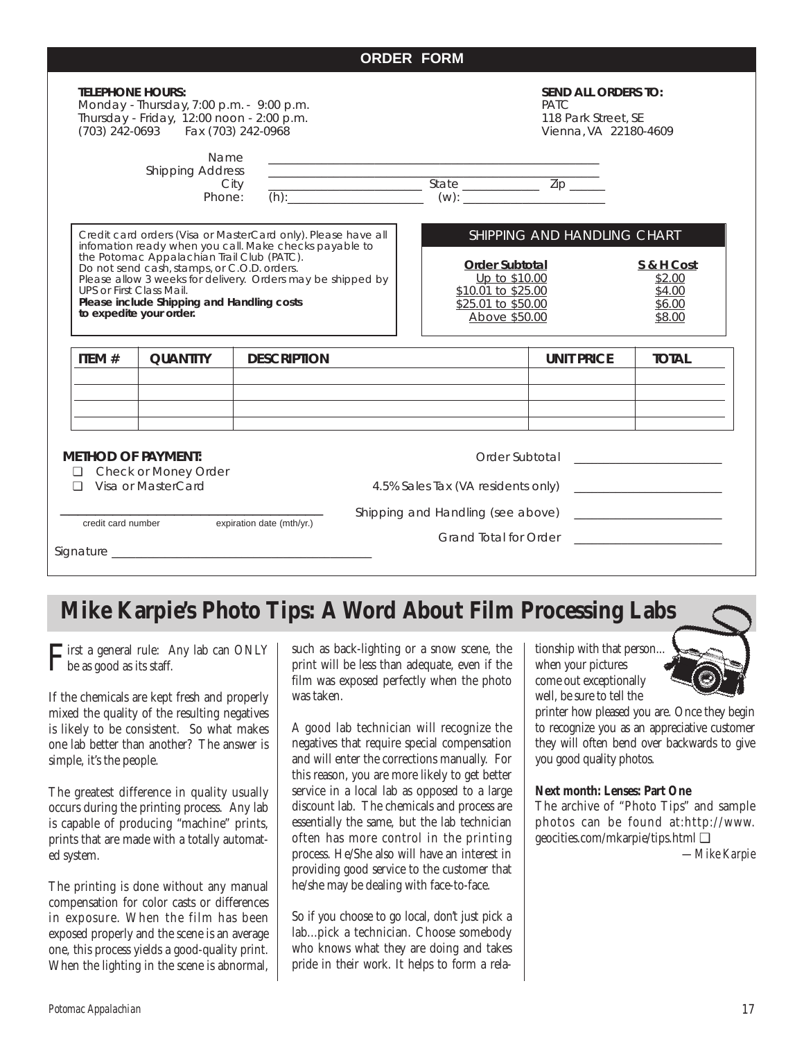## ORDER FORM

**TELEPHONE HOURS:**
Monday - Thursday, 7:00 p.m. - 9:00 p.m.
Thursday - Friday, 12:00 noon - 2:00 p.m.
(703) 242-0693 Fax (703) 242-0968

**SEND ALL ORDERS TO:**
PATC
118 Park Street, SE
Vienna, VA 22180-4609

Name ______________________________
Shipping Address ______________________________
City ______________ State ________ Zip ______
Phone: (h):______________ (w): ______________

Credit card orders (Visa or MasterCard only). Please have all infomation ready when you call. Make checks payable to the Potomac Appalachian Trail Club (PATC).
Do not send cash, stamps, or C.O.D. orders.
Please allow 3 weeks for delivery. Orders may be shipped by UPS or First Class Mail.
**Please include Shipping and Handling costs to expedite your order.**

### SHIPPING AND HANDLING CHART

| Order Subtotal | S & H Cost |
|---|---|
| Up to $10.00 | $2.00 |
| $10.01 to $25.00 | $4.00 |
| $25.01 to $50.00 | $6.00 |
| Above $50.00 | $8.00 |

| ITEM # | QUANTITY | DESCRIPTION | UNIT PRICE | TOTAL |
|---|---|---|---|---|
| | | | | |
| | | | | |
| | | | | |

**METHOD OF PAYMENT:**
- ❑ Check or Money Order
- ❑ Visa or MasterCard

______________________________
credit card number expiration date (mth/yr.)

Signature ______________________________

Order Subtotal ______________
4.5% Sales Tax (VA residents only) ______________
Shipping and Handling (see above) ______________
Grand Total for Order ______________

# Mike Karpie's Photo Tips: A Word About Film Processing Labs

First a general rule: Any lab can ONLY be as good as its staff.

If the chemicals are kept fresh and properly mixed the quality of the resulting negatives is likely to be consistent. So what makes one lab better than another? The answer is simple, it's the people.

The greatest difference in quality usually occurs during the printing process. Any lab is capable of producing "machine" prints, prints that are made with a totally automated system.

The printing is done without any manual compensation for color casts or differences in exposure. When the film has been exposed properly and the scene is an average one, this process yields a good-quality print. When the lighting in the scene is abnormal, such as back-lighting or a snow scene, the print will be less than adequate, even if the film was exposed perfectly when the photo was taken.

A good lab technician will recognize the negatives that require special compensation and will enter the corrections manually. For this reason, you are more likely to get better service in a local lab as opposed to a large discount lab. The chemicals and process are essentially the same, but the lab technician often has more control in the printing process. He/She also will have an interest in providing good service to the customer that he/she may be dealing with face-to-face.

So if you choose to go local, don't just pick a lab...pick a technician. Choose somebody who knows what they are doing and takes pride in their work. It helps to form a relationship with that person... when your pictures come out exceptionally well, be sure to tell the printer how pleased you are. Once they begin to recognize you as an appreciative customer they will often bend over backwards to give you good quality photos.

**Next month: Lenses: Part One**
The archive of "Photo Tips" and sample photos can be found at:http://www.geocities.com/mkarpie/tips.html ❑

*—Mike Karpie*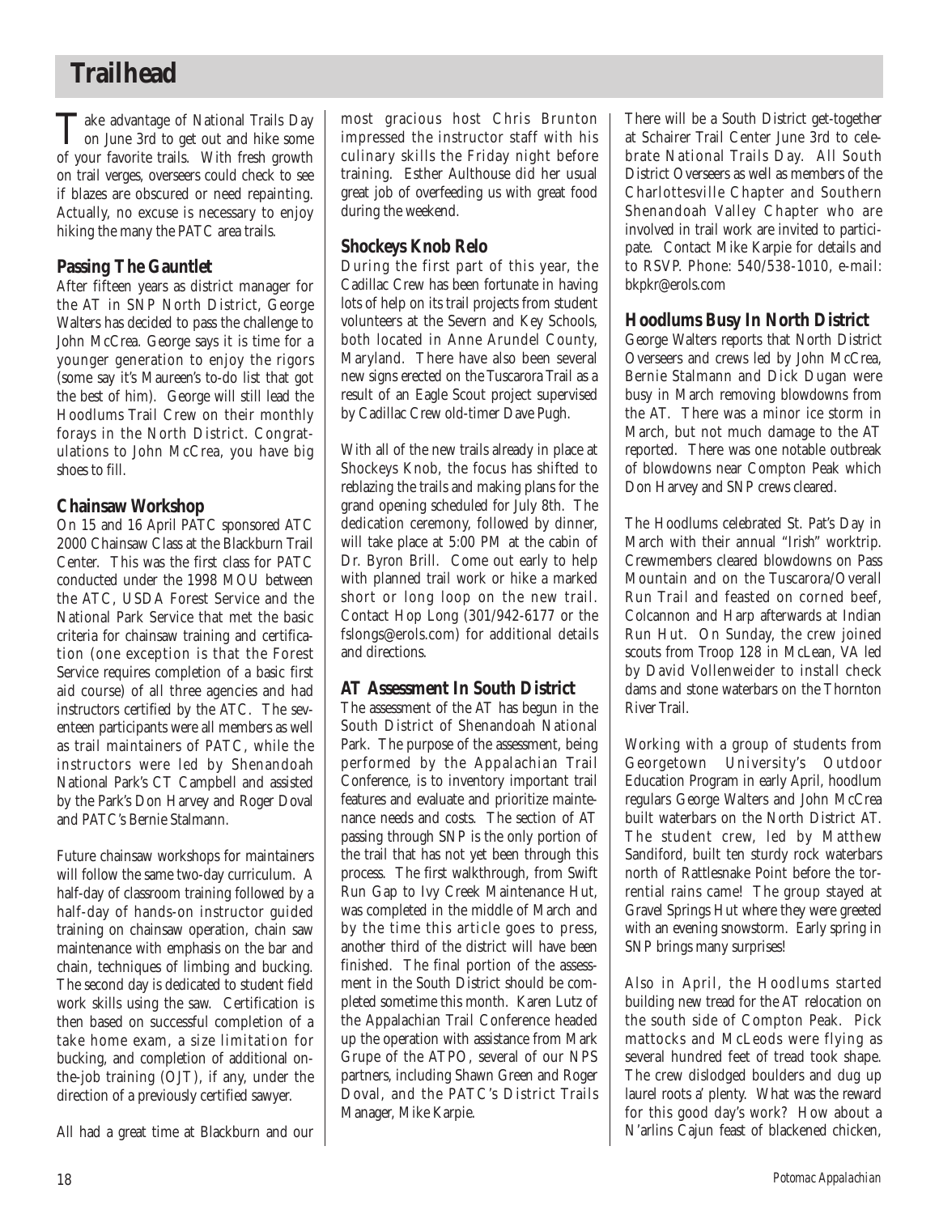# Trailhead

Take advantage of National Trails Day on June 3rd to get out and hike some of your favorite trails. With fresh growth on trail verges, overseers could check to see if blazes are obscured or need repainting. Actually, no excuse is necessary to enjoy hiking the many the PATC area trails.

## Passing The Gauntlet

After fifteen years as district manager for the AT in SNP North District, George Walters has decided to pass the challenge to John McCrea. George says it is time for a younger generation to enjoy the rigors (some say it's Maureen's to-do list that got the best of him). George will still lead the Hoodlums Trail Crew on their monthly forays in the North District. Congratulations to John McCrea, you have big shoes to fill.

## Chainsaw Workshop

On 15 and 16 April PATC sponsored ATC 2000 Chainsaw Class at the Blackburn Trail Center. This was the first class for PATC conducted under the 1998 MOU between the ATC, USDA Forest Service and the National Park Service that met the basic criteria for chainsaw training and certification (one exception is that the Forest Service requires completion of a basic first aid course) of all three agencies and had instructors certified by the ATC. The seventeen participants were all members as well as trail maintainers of PATC, while the instructors were led by Shenandoah National Park's CT Campbell and assisted by the Park's Don Harvey and Roger Doval and PATC's Bernie Stalmann.

Future chainsaw workshops for maintainers will follow the same two-day curriculum. A half-day of classroom training followed by a half-day of hands-on instructor guided training on chainsaw operation, chain saw maintenance with emphasis on the bar and chain, techniques of limbing and bucking. The second day is dedicated to student field work skills using the saw. Certification is then based on successful completion of a take home exam, a size limitation for bucking, and completion of additional on-the-job training (OJT), if any, under the direction of a previously certified sawyer.

All had a great time at Blackburn and our most gracious host Chris Brunton impressed the instructor staff with his culinary skills the Friday night before training. Esther Aulthouse did her usual great job of overfeeding us with great food during the weekend.

## Shockeys Knob Relo

During the first part of this year, the Cadillac Crew has been fortunate in having lots of help on its trail projects from student volunteers at the Severn and Key Schools, both located in Anne Arundel County, Maryland. There have also been several new signs erected on the Tuscarora Trail as a result of an Eagle Scout project supervised by Cadillac Crew old-timer Dave Pugh.

With all of the new trails already in place at Shockeys Knob, the focus has shifted to reblazing the trails and making plans for the grand opening scheduled for July 8th. The dedication ceremony, followed by dinner, will take place at 5:00 PM at the cabin of Dr. Byron Brill. Come out early to help with planned trail work or hike a marked short or long loop on the new trail. Contact Hop Long (301/942-6177 or the fslongs@erols.com) for additional details and directions.

## AT Assessment In South District

The assessment of the AT has begun in the South District of Shenandoah National Park. The purpose of the assessment, being performed by the Appalachian Trail Conference, is to inventory important trail features and evaluate and prioritize maintenance needs and costs. The section of AT passing through SNP is the only portion of the trail that has not yet been through this process. The first walkthrough, from Swift Run Gap to Ivy Creek Maintenance Hut, was completed in the middle of March and by the time this article goes to press, another third of the district will have been finished. The final portion of the assessment in the South District should be completed sometime this month. Karen Lutz of the Appalachian Trail Conference headed up the operation with assistance from Mark Grupe of the ATPO, several of our NPS partners, including Shawn Green and Roger Doval, and the PATC's District Trails Manager, Mike Karpie.

There will be a South District get-together at Schairer Trail Center June 3rd to celebrate National Trails Day. All South District Overseers as well as members of the Charlottesville Chapter and Southern Shenandoah Valley Chapter who are involved in trail work are invited to participate. Contact Mike Karpie for details and to RSVP. Phone: 540/538-1010, e-mail: bkpkr@erols.com

## Hoodlums Busy In North District

George Walters reports that North District Overseers and crews led by John McCrea, Bernie Stalmann and Dick Dugan were busy in March removing blowdowns from the AT. There was a minor ice storm in March, but not much damage to the AT reported. There was one notable outbreak of blowdowns near Compton Peak which Don Harvey and SNP crews cleared.

The Hoodlums celebrated St. Pat's Day in March with their annual "Irish" worktrip. Crewmembers cleared blowdowns on Pass Mountain and on the Tuscarora/Overall Run Trail and feasted on corned beef, Colcannon and Harp afterwards at Indian Run Hut. On Sunday, the crew joined scouts from Troop 128 in McLean, VA led by David Vollenweider to install check dams and stone waterbars on the Thornton River Trail.

Working with a group of students from Georgetown University's Outdoor Education Program in early April, hoodlum regulars George Walters and John McCrea built waterbars on the North District AT. The student crew, led by Matthew Sandiford, built ten sturdy rock waterbars north of Rattlesnake Point before the torrential rains came! The group stayed at Gravel Springs Hut where they were greeted with an evening snowstorm. Early spring in SNP brings many surprises!

Also in April, the Hoodlums started building new tread for the AT relocation on the south side of Compton Peak. Pick mattocks and McLeods were flying as several hundred feet of tread took shape. The crew dislodged boulders and dug up laurel roots a' plenty. What was the reward for this good day's work? How about a N'arlins Cajun feast of blackened chicken,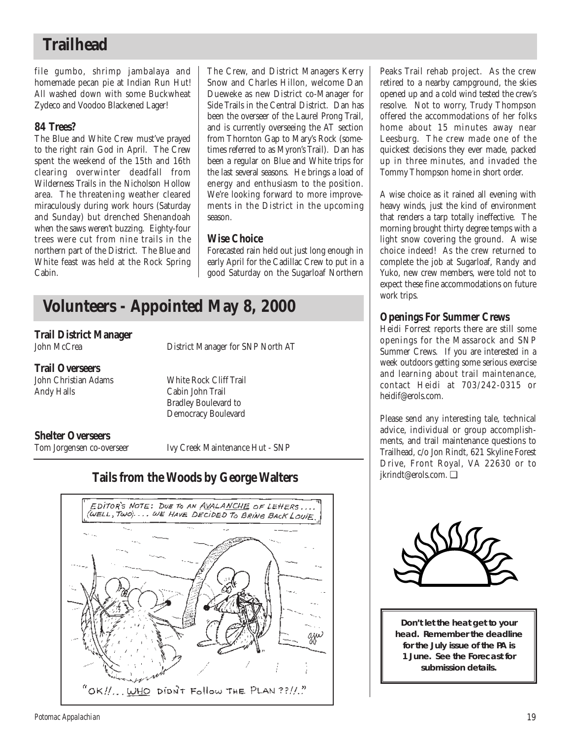## Trailhead

file gumbo, shrimp jambalaya and homemade pecan pie at Indian Run Hut! All washed down with some Buckwheat Zydeco and Voodoo Blackened Lager!

### 84 Trees?

The Blue and White Crew must've prayed to the right rain God in April. The Crew spent the weekend of the 15th and 16th clearing overwinter deadfall from Wilderness Trails in the Nicholson Hollow area. The threatening weather cleared miraculously during work hours (Saturday and Sunday) but drenched Shenandoah when the saws weren't buzzing. Eighty-four trees were cut from nine trails in the northern part of the District. The Blue and White feast was held at the Rock Spring Cabin.

The Crew, and District Managers Kerry Snow and Charles Hillon, welcome Dan Dueweke as new District co-Manager for Side Trails in the Central District. Dan has been the overseer of the Laurel Prong Trail, and is currently overseeing the AT section from Thornton Gap to Mary's Rock (sometimes referred to as Myron's Trail). Dan has been a regular on Blue and White trips for the last several seasons. He brings a load of energy and enthusiasm to the position. We're looking forward to more improvements in the District in the upcoming season.

### Wise Choice

Forecasted rain held out just long enough in early April for the Cadillac Crew to put in a good Saturday on the Sugarloaf Northern Peaks Trail rehab project. As the crew retired to a nearby campground, the skies opened up and a cold wind tested the crew's resolve. Not to worry, Trudy Thompson offered the accommodations of her folks home about 15 minutes away near Leesburg. The crew made one of the quickest decisions they ever made, packed up in three minutes, and invaded the Tommy Thompson home in short order.

A wise choice as it rained all evening with heavy winds, just the kind of environment that renders a tarp totally ineffective. The morning brought thirty degree temps with a light snow covering the ground. A wise choice indeed! As the crew returned to complete the job at Sugarloaf, Randy and Yuko, new crew members, were told not to expect these fine accommodations on future work trips.

### Openings For Summer Crews

Heidi Forrest reports there are still some openings for the Massarock and SNP Summer Crews. If you are interested in a week outdoors getting some serious exercise and learning about trail maintenance, contact Heidi at 703/242-0315 or heidif@erols.com.

Please send any interesting tale, technical advice, individual or group accomplishments, and trail maintenance questions to Trailhead, c/o Jon Rindt, 621 Skyline Forest Drive, Front Royal, VA 22630 or to jkrindt@erols.com. ❑

## Volunteers - Appointed May 8, 2000

### Trail District Manager

John McCrea — District Manager for SNP North AT

### Trail Overseers

John Christian Adams — White Rock Cliff Trail

Andy Halls — Cabin John Trail Bradley Boulevard to Democracy Boulevard

### Shelter Overseers

Tom Jorgensen co-overseer — Ivy Creek Maintenance Hut - SNP

## Tails from the Woods by George Walters

**Don't let the heat get to your head. Remember the deadline for the July issue of the PA is 1 June. See the Forecast for submission details.**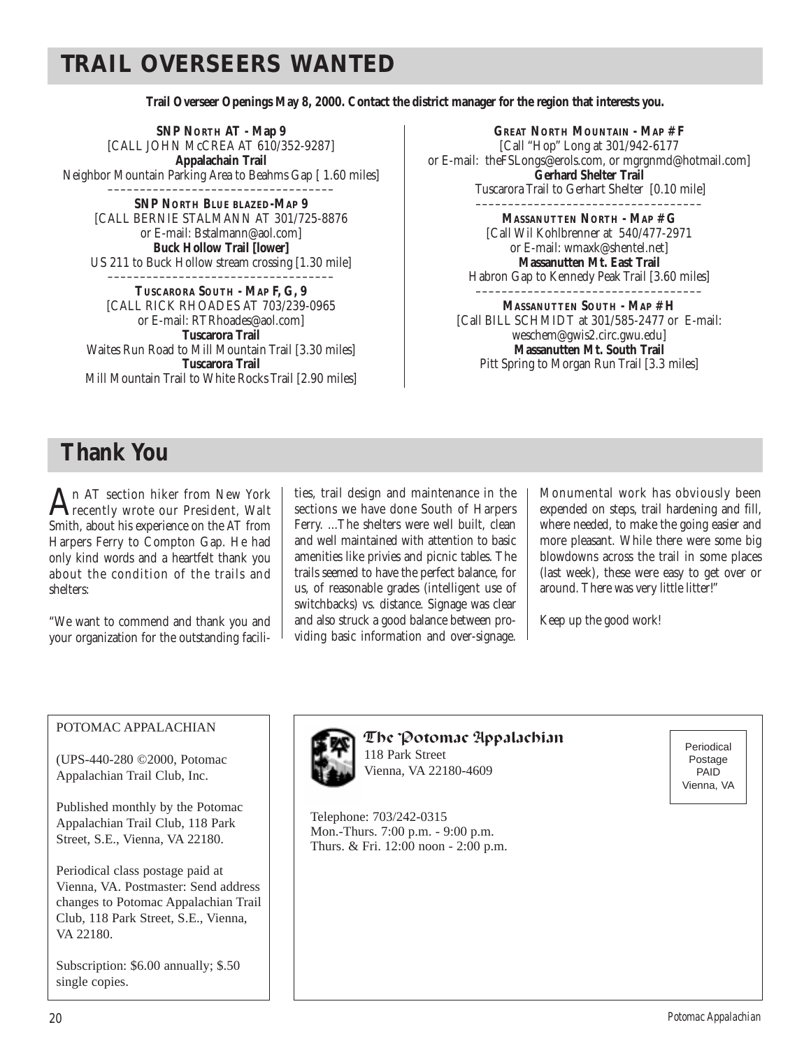## TRAIL OVERSEERS WANTED

**Trail Overseer Openings May 8, 2000. Contact the district manager for the region that interests you.**

**SNP NORTH AT - Map 9**
[CALL JOHN McCREA AT 610/352-9287]
**Appalachain Trail**
Neighbor Mountain Parking Area to Beahms Gap [ 1.60 miles]

---

**SNP NORTH BLUE BLAZED-MAP 9**
[CALL BERNIE STALMANN AT 301/725-8876
or E-mail: Bstalmann@aol.com]
**Buck Hollow Trail [lower]**
US 211 to Buck Hollow stream crossing [1.30 mile]

---

**TUSCARORA SOUTH - MAP F, G, 9**
[CALL RICK RHOADES AT 703/239-0965
or E-mail: RTRhoades@aol.com]
**Tuscarora Trail**
Waites Run Road to Mill Mountain Trail [3.30 miles]
**Tuscarora Trail**
Mill Mountain Trail to White Rocks Trail [2.90 miles]

**GREAT NORTH MOUNTAIN - MAP # F**
[Call "Hop" Long at 301/942-6177
or E-mail: theFSLongs@erols.com, or mgrgnmd@hotmail.com]
**Gerhard Shelter Trail**
Tuscarora Trail to Gerhart Shelter [0.10 mile]

---

**MASSANUTTEN NORTH - MAP # G**
[Call Wil Kohlbrenner at 540/477-2971
or E-mail: wmaxk@shentel.net]
**Massanutten Mt. East Trail**
Habron Gap to Kennedy Peak Trail [3.60 miles]

---

**MASSANUTTEN SOUTH - MAP # H**
[Call BILL SCHMIDT at 301/585-2477 or E-mail:
weschem@gwis2.circ.gwu.edu]
**Massanutten Mt. South Trail**
Pitt Spring to Morgan Run Trail [3.3 miles]

## Thank You

An AT section hiker from New York recently wrote our President, Walt Smith, about his experience on the AT from Harpers Ferry to Compton Gap. He had only kind words and a heartfelt thank you about the condition of the trails and shelters:

"We want to commend and thank you and your organization for the outstanding facilities, trail design and maintenance in the sections we have done South of Harpers Ferry. ...The shelters were well built, clean and well maintained with attention to basic amenities like privies and picnic tables. The trails seemed to have the perfect balance, for us, of reasonable grades (intelligent use of switchbacks) vs. distance. Signage was clear and also struck a good balance between providing basic information and over-signage. Monumental work has obviously been expended on steps, trail hardening and fill, where needed, to make the going easier and more pleasant. While there were some big blowdowns across the trail in some places (last week), these were easy to get over or around. There was very little litter!"

Keep up the good work!

POTOMAC APPALACHIAN

(UPS-440-280 ©2000, Potomac Appalachian Trail Club, Inc.

Published monthly by the Potomac Appalachian Trail Club, 118 Park Street, S.E., Vienna, VA 22180.

Periodical class postage paid at Vienna, VA. Postmaster: Send address changes to Potomac Appalachian Trail Club, 118 Park Street, S.E., Vienna, VA 22180.

Subscription: $6.00 annually; $.50 single copies.

The Potomac Appalachian
118 Park Street
Vienna, VA 22180-4609

Telephone: 703/242-0315
Mon.-Thurs. 7:00 p.m. - 9:00 p.m.
Thurs. & Fri. 12:00 noon - 2:00 p.m.

Periodical
Postage
PAID
Vienna, VA